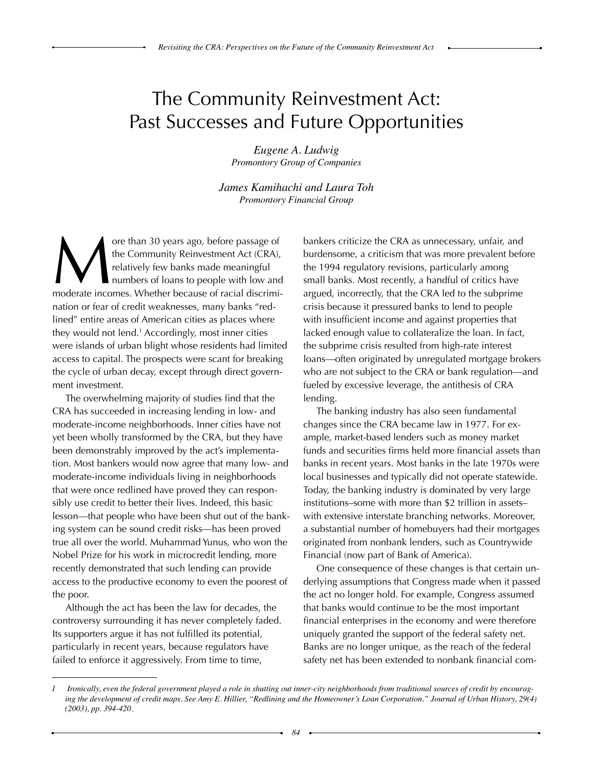# The Community Reinvestment Act: Past Successes and Future Opportunities

*Eugene A. Ludwig*
*Promontory Group of Companies*

*James Kamihachi and Laura Toh*
*Promontory Financial Group*

More than 30 years ago, before passage of the Community Reinvestment Act (CRA), relatively few banks made meaningful numbers of loans to people with low and moderate incomes. Whether because of racial discrimination or fear of credit weaknesses, many banks "redlined" entire areas of American cities as places where they would not lend.[1] Accordingly, most inner cities were islands of urban blight whose residents had limited access to capital. The prospects were scant for breaking the cycle of urban decay, except through direct government investment.

The overwhelming majority of studies find that the CRA has succeeded in increasing lending in low- and moderate-income neighborhoods. Inner cities have not yet been wholly transformed by the CRA, but they have been demonstrably improved by the act's implementation. Most bankers would now agree that many low- and moderate-income individuals living in neighborhoods that were once redlined have proved they can responsibly use credit to better their lives. Indeed, this basic lesson—that people who have been shut out of the banking system can be sound credit risks—has been proved true all over the world. Muhammad Yunus, who won the Nobel Prize for his work in microcredit lending, more recently demonstrated that such lending can provide access to the productive economy to even the poorest of the poor.

Although the act has been the law for decades, the controversy surrounding it has never completely faded. Its supporters argue it has not fulfilled its potential, particularly in recent years, because regulators have failed to enforce it aggressively. From time to time, bankers criticize the CRA as unnecessary, unfair, and burdensome, a criticism that was more prevalent before the 1994 regulatory revisions, particularly among small banks. Most recently, a handful of critics have argued, incorrectly, that the CRA led to the subprime crisis because it pressured banks to lend to people with insufficient income and against properties that lacked enough value to collateralize the loan. In fact, the subprime crisis resulted from high-rate interest loans—often originated by unregulated mortgage brokers who are not subject to the CRA or bank regulation—and fueled by excessive leverage, the antithesis of CRA lending.

The banking industry has also seen fundamental changes since the CRA became law in 1977. For example, market-based lenders such as money market funds and securities firms held more financial assets than banks in recent years. Most banks in the late 1970s were local businesses and typically did not operate statewide. Today, the banking industry is dominated by very large institutions–some with more than $2 trillion in assets–with extensive interstate branching networks. Moreover, a substantial number of homebuyers had their mortgages originated from nonbank lenders, such as Countrywide Financial (now part of Bank of America).

One consequence of these changes is that certain underlying assumptions that Congress made when it passed the act no longer hold. For example, Congress assumed that banks would continue to be the most important financial enterprises in the economy and were therefore uniquely granted the support of the federal safety net. Banks are no longer unique, as the reach of the federal safety net has been extended to nonbank financial com-

---

1 *Ironically, even the federal government played a role in shutting out inner-city neighborhoods from traditional sources of credit by encouraging the development of credit maps. See Amy E. Hillier, "Redlining and the Homeowner's Loan Corporation." Journal of Urban History, 29(4) (2003), pp. 394-420.*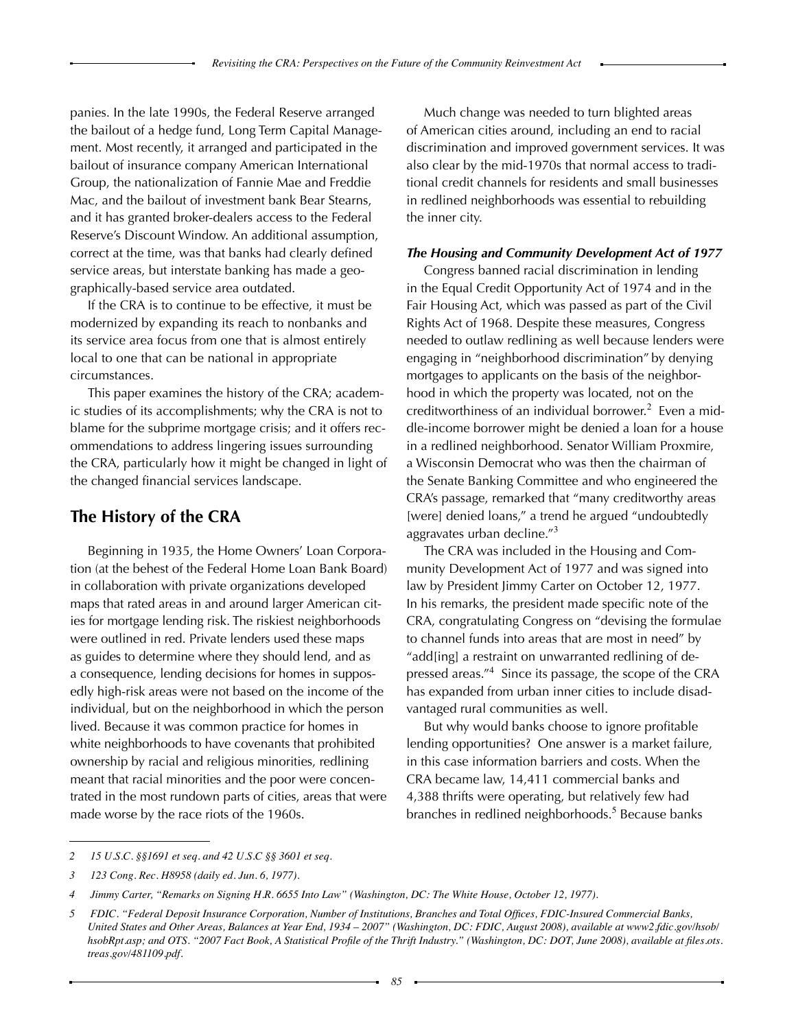panies. In the late 1990s, the Federal Reserve arranged the bailout of a hedge fund, Long Term Capital Management. Most recently, it arranged and participated in the bailout of insurance company American International Group, the nationalization of Fannie Mae and Freddie Mac, and the bailout of investment bank Bear Stearns, and it has granted broker-dealers access to the Federal Reserve's Discount Window. An additional assumption, correct at the time, was that banks had clearly defined service areas, but interstate banking has made a geographically-based service area outdated.

If the CRA is to continue to be effective, it must be modernized by expanding its reach to nonbanks and its service area focus from one that is almost entirely local to one that can be national in appropriate circumstances.

This paper examines the history of the CRA; academic studies of its accomplishments; why the CRA is not to blame for the subprime mortgage crisis; and it offers recommendations to address lingering issues surrounding the CRA, particularly how it might be changed in light of the changed financial services landscape.

## The History of the CRA

Beginning in 1935, the Home Owners' Loan Corporation (at the behest of the Federal Home Loan Bank Board) in collaboration with private organizations developed maps that rated areas in and around larger American cities for mortgage lending risk. The riskiest neighborhoods were outlined in red. Private lenders used these maps as guides to determine where they should lend, and as a consequence, lending decisions for homes in supposedly high-risk areas were not based on the income of the individual, but on the neighborhood in which the person lived. Because it was common practice for homes in white neighborhoods to have covenants that prohibited ownership by racial and religious minorities, redlining meant that racial minorities and the poor were concentrated in the most rundown parts of cities, areas that were made worse by the race riots of the 1960s.

Much change was needed to turn blighted areas of American cities around, including an end to racial discrimination and improved government services. It was also clear by the mid-1970s that normal access to traditional credit channels for residents and small businesses in redlined neighborhoods was essential to rebuilding the inner city.

### *The Housing and Community Development Act of 1977*

Congress banned racial discrimination in lending in the Equal Credit Opportunity Act of 1974 and in the Fair Housing Act, which was passed as part of the Civil Rights Act of 1968. Despite these measures, Congress needed to outlaw redlining as well because lenders were engaging in "neighborhood discrimination" by denying mortgages to applicants on the basis of the neighborhood in which the property was located, not on the creditworthiness of an individual borrower.[2] Even a middle-income borrower might be denied a loan for a house in a redlined neighborhood. Senator William Proxmire, a Wisconsin Democrat who was then the chairman of the Senate Banking Committee and who engineered the CRA's passage, remarked that "many creditworthy areas [were] denied loans," a trend he argued "undoubtedly aggravates urban decline."[3]

The CRA was included in the Housing and Community Development Act of 1977 and was signed into law by President Jimmy Carter on October 12, 1977. In his remarks, the president made specific note of the CRA, congratulating Congress on "devising the formulae to channel funds into areas that are most in need" by "add[ing] a restraint on unwarranted redlining of depressed areas."[4] Since its passage, the scope of the CRA has expanded from urban inner cities to include disadvantaged rural communities as well.

But why would banks choose to ignore profitable lending opportunities? One answer is a market failure, in this case information barriers and costs. When the CRA became law, 14,411 commercial banks and 4,388 thrifts were operating, but relatively few had branches in redlined neighborhoods.[5] Because banks

---

*2 15 U.S.C. §§1691 et seq. and 42 U.S.C §§ 3601 et seq.*

*3 123 Cong. Rec. H8958 (daily ed. Jun. 6, 1977).*

*4 Jimmy Carter, "Remarks on Signing H.R. 6655 Into Law" (Washington, DC: The White House, October 12, 1977).*

*5 FDIC. "Federal Deposit Insurance Corporation, Number of Institutions, Branches and Total Offices, FDIC-Insured Commercial Banks, United States and Other Areas, Balances at Year End, 1934 – 2007" (Washington, DC: FDIC, August 2008), available at www2.fdic.gov/hsob/hsobRpt.asp; and OTS. "2007 Fact Book, A Statistical Profile of the Thrift Industry." (Washington, DC: DOT, June 2008), available at files.ots.treas.gov/481109.pdf.*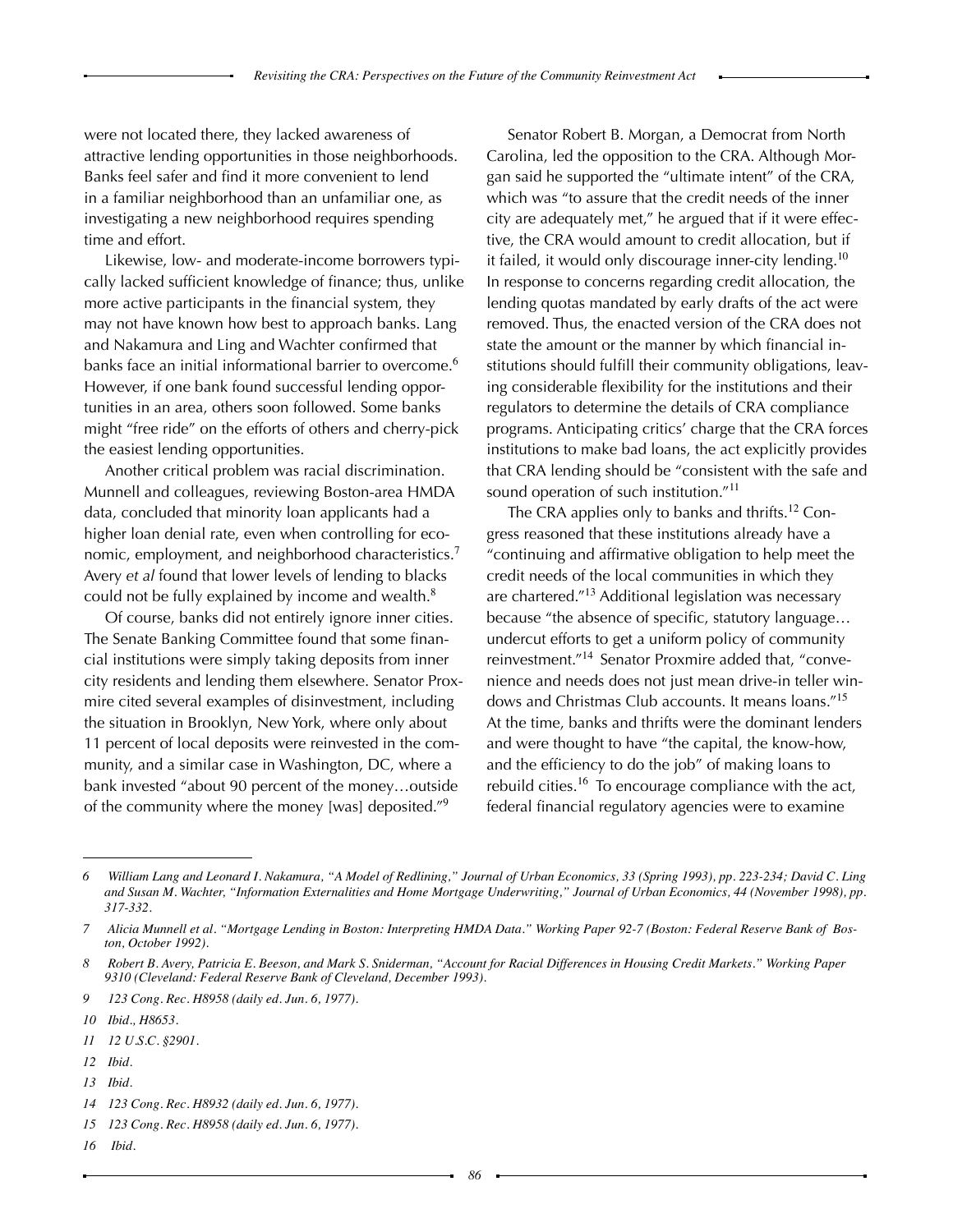were not located there, they lacked awareness of attractive lending opportunities in those neighborhoods. Banks feel safer and find it more convenient to lend in a familiar neighborhood than an unfamiliar one, as investigating a new neighborhood requires spending time and effort.

Likewise, low- and moderate-income borrowers typically lacked sufficient knowledge of finance; thus, unlike more active participants in the financial system, they may not have known how best to approach banks. Lang and Nakamura and Ling and Wachter confirmed that banks face an initial informational barrier to overcome.[6] However, if one bank found successful lending opportunities in an area, others soon followed. Some banks might "free ride" on the efforts of others and cherry-pick the easiest lending opportunities.

Another critical problem was racial discrimination. Munnell and colleagues, reviewing Boston-area HMDA data, concluded that minority loan applicants had a higher loan denial rate, even when controlling for economic, employment, and neighborhood characteristics.[7] Avery *et al* found that lower levels of lending to blacks could not be fully explained by income and wealth.[8]

Of course, banks did not entirely ignore inner cities. The Senate Banking Committee found that some financial institutions were simply taking deposits from inner city residents and lending them elsewhere. Senator Proxmire cited several examples of disinvestment, including the situation in Brooklyn, New York, where only about 11 percent of local deposits were reinvested in the community, and a similar case in Washington, DC, where a bank invested "about 90 percent of the money…outside of the community where the money [was] deposited."[9]

Senator Robert B. Morgan, a Democrat from North Carolina, led the opposition to the CRA. Although Morgan said he supported the "ultimate intent" of the CRA, which was "to assure that the credit needs of the inner city are adequately met," he argued that if it were effective, the CRA would amount to credit allocation, but if it failed, it would only discourage inner-city lending.[10] In response to concerns regarding credit allocation, the lending quotas mandated by early drafts of the act were removed. Thus, the enacted version of the CRA does not state the amount or the manner by which financial institutions should fulfill their community obligations, leaving considerable flexibility for the institutions and their regulators to determine the details of CRA compliance programs. Anticipating critics' charge that the CRA forces institutions to make bad loans, the act explicitly provides that CRA lending should be "consistent with the safe and sound operation of such institution."[11]

The CRA applies only to banks and thrifts.[12] Congress reasoned that these institutions already have a "continuing and affirmative obligation to help meet the credit needs of the local communities in which they are chartered."[13] Additional legislation was necessary because "the absence of specific, statutory language… undercut efforts to get a uniform policy of community reinvestment."[14] Senator Proxmire added that, "convenience and needs does not just mean drive-in teller windows and Christmas Club accounts. It means loans."[15] At the time, banks and thrifts were the dominant lenders and were thought to have "the capital, the know-how, and the efficiency to do the job" of making loans to rebuild cities.[16] To encourage compliance with the act, federal financial regulatory agencies were to examine

---

6 *William Lang and Leonard I. Nakamura, "A Model of Redlining," Journal of Urban Economics, 33 (Spring 1993), pp. 223-234; David C. Ling and Susan M. Wachter, "Information Externalities and Home Mortgage Underwriting," Journal of Urban Economics, 44 (November 1998), pp. 317-332.*

7 *Alicia Munnell et al. "Mortgage Lending in Boston: Interpreting HMDA Data." Working Paper 92-7 (Boston: Federal Reserve Bank of Boston, October 1992).*

8 *Robert B. Avery, Patricia E. Beeson, and Mark S. Sniderman, "Account for Racial Differences in Housing Credit Markets." Working Paper 9310 (Cleveland: Federal Reserve Bank of Cleveland, December 1993).*

9 *123 Cong. Rec. H8958 (daily ed. Jun. 6, 1977).*

10 *Ibid., H8653.*

11 *12 U.S.C. §2901.*

12 *Ibid.*

13 *Ibid.*

14 *123 Cong. Rec. H8932 (daily ed. Jun. 6, 1977).*

15 *123 Cong. Rec. H8958 (daily ed. Jun. 6, 1977).*

16 *Ibid.*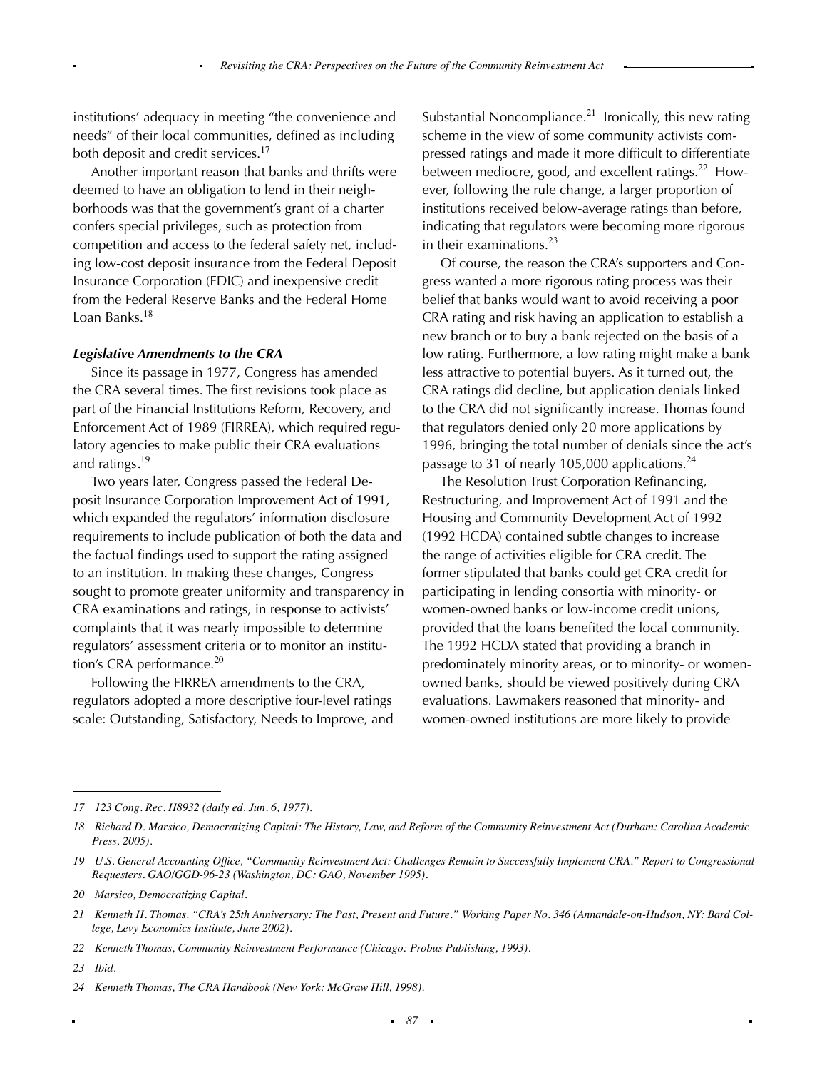institutions' adequacy in meeting "the convenience and needs" of their local communities, defined as including both deposit and credit services.[17]

Another important reason that banks and thrifts were deemed to have an obligation to lend in their neighborhoods was that the government's grant of a charter confers special privileges, such as protection from competition and access to the federal safety net, including low-cost deposit insurance from the Federal Deposit Insurance Corporation (FDIC) and inexpensive credit from the Federal Reserve Banks and the Federal Home Loan Banks.[18]

***Legislative Amendments to the CRA***

Since its passage in 1977, Congress has amended the CRA several times. The first revisions took place as part of the Financial Institutions Reform, Recovery, and Enforcement Act of 1989 (FIRREA), which required regulatory agencies to make public their CRA evaluations and ratings.[19]

Two years later, Congress passed the Federal Deposit Insurance Corporation Improvement Act of 1991, which expanded the regulators' information disclosure requirements to include publication of both the data and the factual findings used to support the rating assigned to an institution. In making these changes, Congress sought to promote greater uniformity and transparency in CRA examinations and ratings, in response to activists' complaints that it was nearly impossible to determine regulators' assessment criteria or to monitor an institution's CRA performance.[20]

Following the FIRREA amendments to the CRA, regulators adopted a more descriptive four-level ratings scale: Outstanding, Satisfactory, Needs to Improve, and Substantial Noncompliance.[21] Ironically, this new rating scheme in the view of some community activists compressed ratings and made it more difficult to differentiate between mediocre, good, and excellent ratings.[22] However, following the rule change, a larger proportion of institutions received below-average ratings than before, indicating that regulators were becoming more rigorous in their examinations.[23]

Of course, the reason the CRA's supporters and Congress wanted a more rigorous rating process was their belief that banks would want to avoid receiving a poor CRA rating and risk having an application to establish a new branch or to buy a bank rejected on the basis of a low rating. Furthermore, a low rating might make a bank less attractive to potential buyers. As it turned out, the CRA ratings did decline, but application denials linked to the CRA did not significantly increase. Thomas found that regulators denied only 20 more applications by 1996, bringing the total number of denials since the act's passage to 31 of nearly 105,000 applications.[24]

The Resolution Trust Corporation Refinancing, Restructuring, and Improvement Act of 1991 and the Housing and Community Development Act of 1992 (1992 HCDA) contained subtle changes to increase the range of activities eligible for CRA credit. The former stipulated that banks could get CRA credit for participating in lending consortia with minority- or women-owned banks or low-income credit unions, provided that the loans benefited the local community. The 1992 HCDA stated that providing a branch in predominately minority areas, or to minority- or women-owned banks, should be viewed positively during CRA evaluations. Lawmakers reasoned that minority- and women-owned institutions are more likely to provide

---

*17 123 Cong. Rec. H8932 (daily ed. Jun. 6, 1977).*

*18 Richard D. Marsico, Democratizing Capital: The History, Law, and Reform of the Community Reinvestment Act (Durham: Carolina Academic Press, 2005).*

*19 U.S. General Accounting Office, "Community Reinvestment Act: Challenges Remain to Successfully Implement CRA." Report to Congressional Requesters. GAO/GGD-96-23 (Washington, DC: GAO, November 1995).*

*20 Marsico, Democratizing Capital.*

*21 Kenneth H. Thomas, "CRA's 25th Anniversary: The Past, Present and Future." Working Paper No. 346 (Annandale-on-Hudson, NY: Bard College, Levy Economics Institute, June 2002).*

*22 Kenneth Thomas, Community Reinvestment Performance (Chicago: Probus Publishing, 1993).*

*23 Ibid.*

*24 Kenneth Thomas, The CRA Handbook (New York: McGraw Hill, 1998).*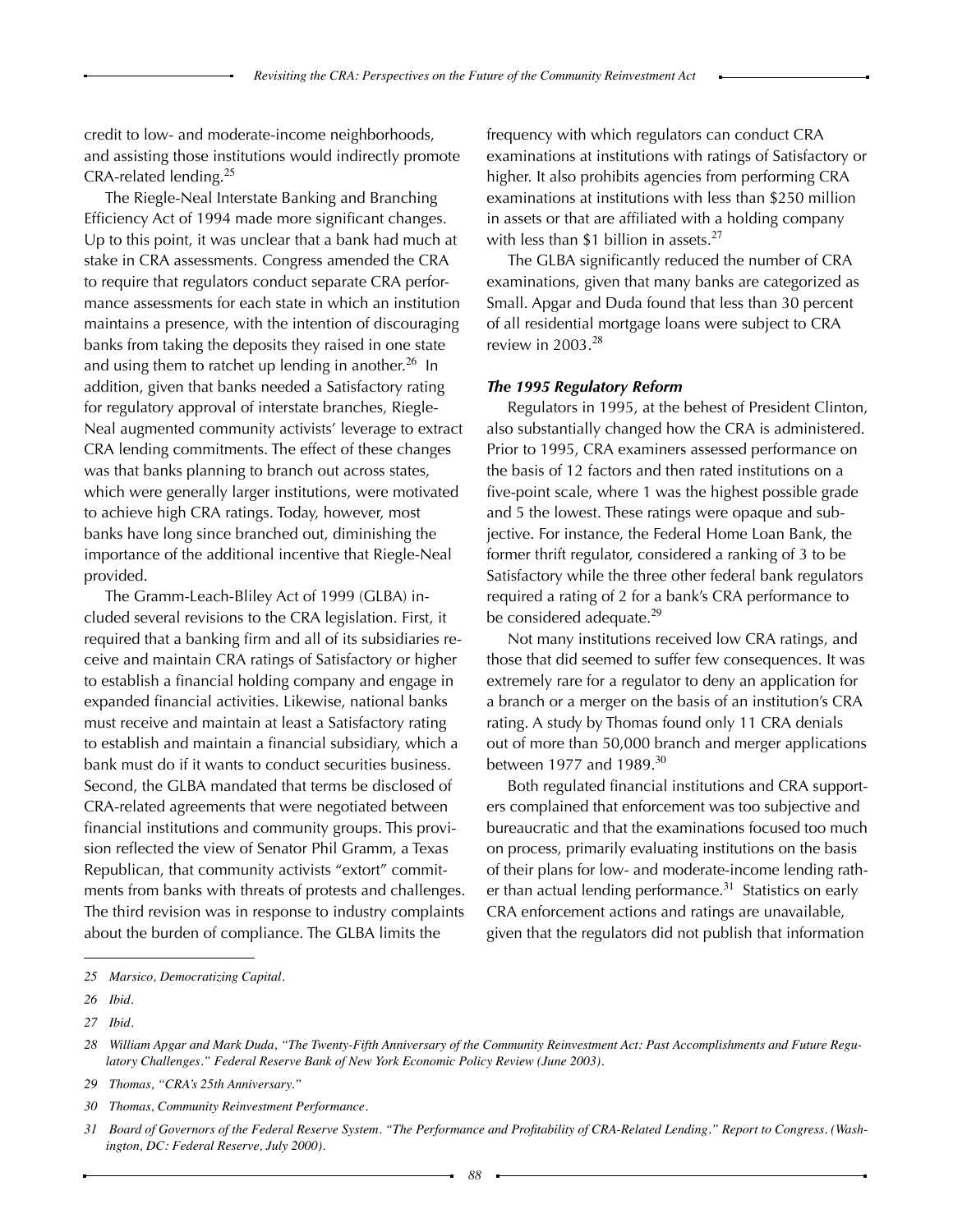credit to low- and moderate-income neighborhoods, and assisting those institutions would indirectly promote CRA-related lending.[25]

The Riegle-Neal Interstate Banking and Branching Efficiency Act of 1994 made more significant changes. Up to this point, it was unclear that a bank had much at stake in CRA assessments. Congress amended the CRA to require that regulators conduct separate CRA performance assessments for each state in which an institution maintains a presence, with the intention of discouraging banks from taking the deposits they raised in one state and using them to ratchet up lending in another.[26] In addition, given that banks needed a Satisfactory rating for regulatory approval of interstate branches, Riegle-Neal augmented community activists' leverage to extract CRA lending commitments. The effect of these changes was that banks planning to branch out across states, which were generally larger institutions, were motivated to achieve high CRA ratings. Today, however, most banks have long since branched out, diminishing the importance of the additional incentive that Riegle-Neal provided.

The Gramm-Leach-Bliley Act of 1999 (GLBA) included several revisions to the CRA legislation. First, it required that a banking firm and all of its subsidiaries receive and maintain CRA ratings of Satisfactory or higher to establish a financial holding company and engage in expanded financial activities. Likewise, national banks must receive and maintain at least a Satisfactory rating to establish and maintain a financial subsidiary, which a bank must do if it wants to conduct securities business. Second, the GLBA mandated that terms be disclosed of CRA-related agreements that were negotiated between financial institutions and community groups. This provision reflected the view of Senator Phil Gramm, a Texas Republican, that community activists "extort" commitments from banks with threats of protests and challenges. The third revision was in response to industry complaints about the burden of compliance. The GLBA limits the frequency with which regulators can conduct CRA examinations at institutions with ratings of Satisfactory or higher. It also prohibits agencies from performing CRA examinations at institutions with less than $250 million in assets or that are affiliated with a holding company with less than $1 billion in assets.[27]

The GLBA significantly reduced the number of CRA examinations, given that many banks are categorized as Small. Apgar and Duda found that less than 30 percent of all residential mortgage loans were subject to CRA review in 2003.[28]

### *The 1995 Regulatory Reform*

Regulators in 1995, at the behest of President Clinton, also substantially changed how the CRA is administered. Prior to 1995, CRA examiners assessed performance on the basis of 12 factors and then rated institutions on a five-point scale, where 1 was the highest possible grade and 5 the lowest. These ratings were opaque and subjective. For instance, the Federal Home Loan Bank, the former thrift regulator, considered a ranking of 3 to be Satisfactory while the three other federal bank regulators required a rating of 2 for a bank's CRA performance to be considered adequate.[29]

Not many institutions received low CRA ratings, and those that did seemed to suffer few consequences. It was extremely rare for a regulator to deny an application for a branch or a merger on the basis of an institution's CRA rating. A study by Thomas found only 11 CRA denials out of more than 50,000 branch and merger applications between 1977 and 1989.[30]

Both regulated financial institutions and CRA supporters complained that enforcement was too subjective and bureaucratic and that the examinations focused too much on process, primarily evaluating institutions on the basis of their plans for low- and moderate-income lending rather than actual lending performance.[31] Statistics on early CRA enforcement actions and ratings are unavailable, given that the regulators did not publish that information

---

*25 Marsico, Democratizing Capital.*

*26 Ibid.*

*27 Ibid.*

*28 William Apgar and Mark Duda, "The Twenty-Fifth Anniversary of the Community Reinvestment Act: Past Accomplishments and Future Regulatory Challenges." Federal Reserve Bank of New York Economic Policy Review (June 2003).*

*29 Thomas, "CRA's 25th Anniversary."*

*30 Thomas, Community Reinvestment Performance.*

*31 Board of Governors of the Federal Reserve System. "The Performance and Profitability of CRA-Related Lending." Report to Congress. (Washington, DC: Federal Reserve, July 2000).*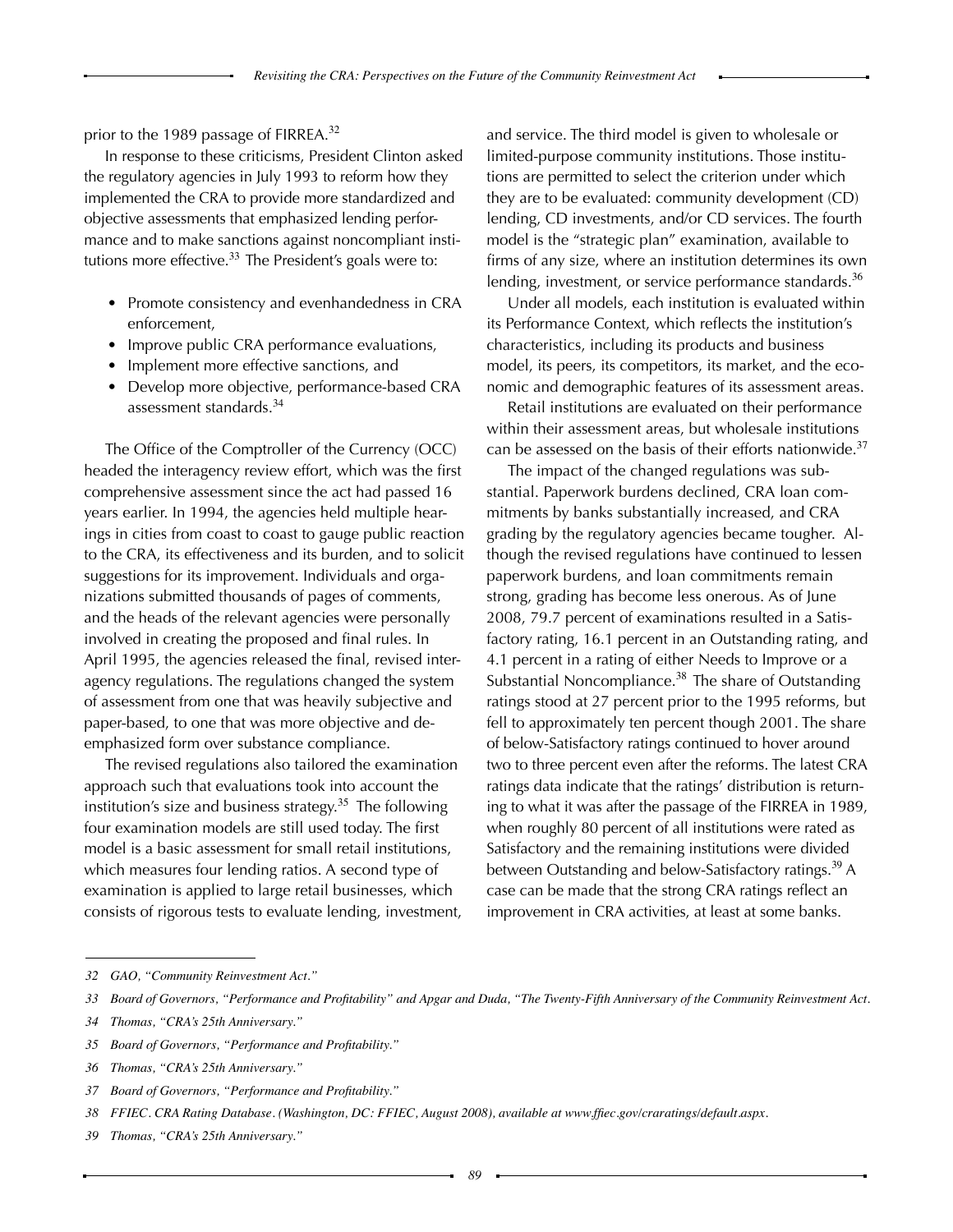prior to the 1989 passage of FIRREA.[32]

In response to these criticisms, President Clinton asked the regulatory agencies in July 1993 to reform how they implemented the CRA to provide more standardized and objective assessments that emphasized lending performance and to make sanctions against noncompliant institutions more effective.[33] The President's goals were to:

- Promote consistency and evenhandedness in CRA enforcement,
- Improve public CRA performance evaluations,
- Implement more effective sanctions, and
- Develop more objective, performance-based CRA assessment standards.[34]

The Office of the Comptroller of the Currency (OCC) headed the interagency review effort, which was the first comprehensive assessment since the act had passed 16 years earlier. In 1994, the agencies held multiple hearings in cities from coast to coast to gauge public reaction to the CRA, its effectiveness and its burden, and to solicit suggestions for its improvement. Individuals and organizations submitted thousands of pages of comments, and the heads of the relevant agencies were personally involved in creating the proposed and final rules. In April 1995, the agencies released the final, revised interagency regulations. The regulations changed the system of assessment from one that was heavily subjective and paper-based, to one that was more objective and de-emphasized form over substance compliance.

The revised regulations also tailored the examination approach such that evaluations took into account the institution's size and business strategy.[35] The following four examination models are still used today. The first model is a basic assessment for small retail institutions, which measures four lending ratios. A second type of examination is applied to large retail businesses, which consists of rigorous tests to evaluate lending, investment, and service. The third model is given to wholesale or limited-purpose community institutions. Those institutions are permitted to select the criterion under which they are to be evaluated: community development (CD) lending, CD investments, and/or CD services. The fourth model is the "strategic plan" examination, available to firms of any size, where an institution determines its own lending, investment, or service performance standards.[36]

Under all models, each institution is evaluated within its Performance Context, which reflects the institution's characteristics, including its products and business model, its peers, its competitors, its market, and the economic and demographic features of its assessment areas.

Retail institutions are evaluated on their performance within their assessment areas, but wholesale institutions can be assessed on the basis of their efforts nationwide.[37]

The impact of the changed regulations was substantial. Paperwork burdens declined, CRA loan commitments by banks substantially increased, and CRA grading by the regulatory agencies became tougher. Although the revised regulations have continued to lessen paperwork burdens, and loan commitments remain strong, grading has become less onerous. As of June 2008, 79.7 percent of examinations resulted in a Satisfactory rating, 16.1 percent in an Outstanding rating, and 4.1 percent in a rating of either Needs to Improve or a Substantial Noncompliance.[38] The share of Outstanding ratings stood at 27 percent prior to the 1995 reforms, but fell to approximately ten percent though 2001. The share of below-Satisfactory ratings continued to hover around two to three percent even after the reforms. The latest CRA ratings data indicate that the ratings' distribution is returning to what it was after the passage of the FIRREA in 1989, when roughly 80 percent of all institutions were rated as Satisfactory and the remaining institutions were divided between Outstanding and below-Satisfactory ratings.[39] A case can be made that the strong CRA ratings reflect an improvement in CRA activities, at least at some banks.

---

*32 GAO, "Community Reinvestment Act."*

*33 Board of Governors, "Performance and Profitability" and Apgar and Duda, "The Twenty-Fifth Anniversary of the Community Reinvestment Act.*

*34 Thomas, "CRA's 25th Anniversary."*

*35 Board of Governors, "Performance and Profitability."*

*36 Thomas, "CRA's 25th Anniversary."*

*37 Board of Governors, "Performance and Profitability."*

*38 FFIEC. CRA Rating Database. (Washington, DC: FFIEC, August 2008), available at www.ffiec.gov/craratings/default.aspx.*

*39 Thomas, "CRA's 25th Anniversary."*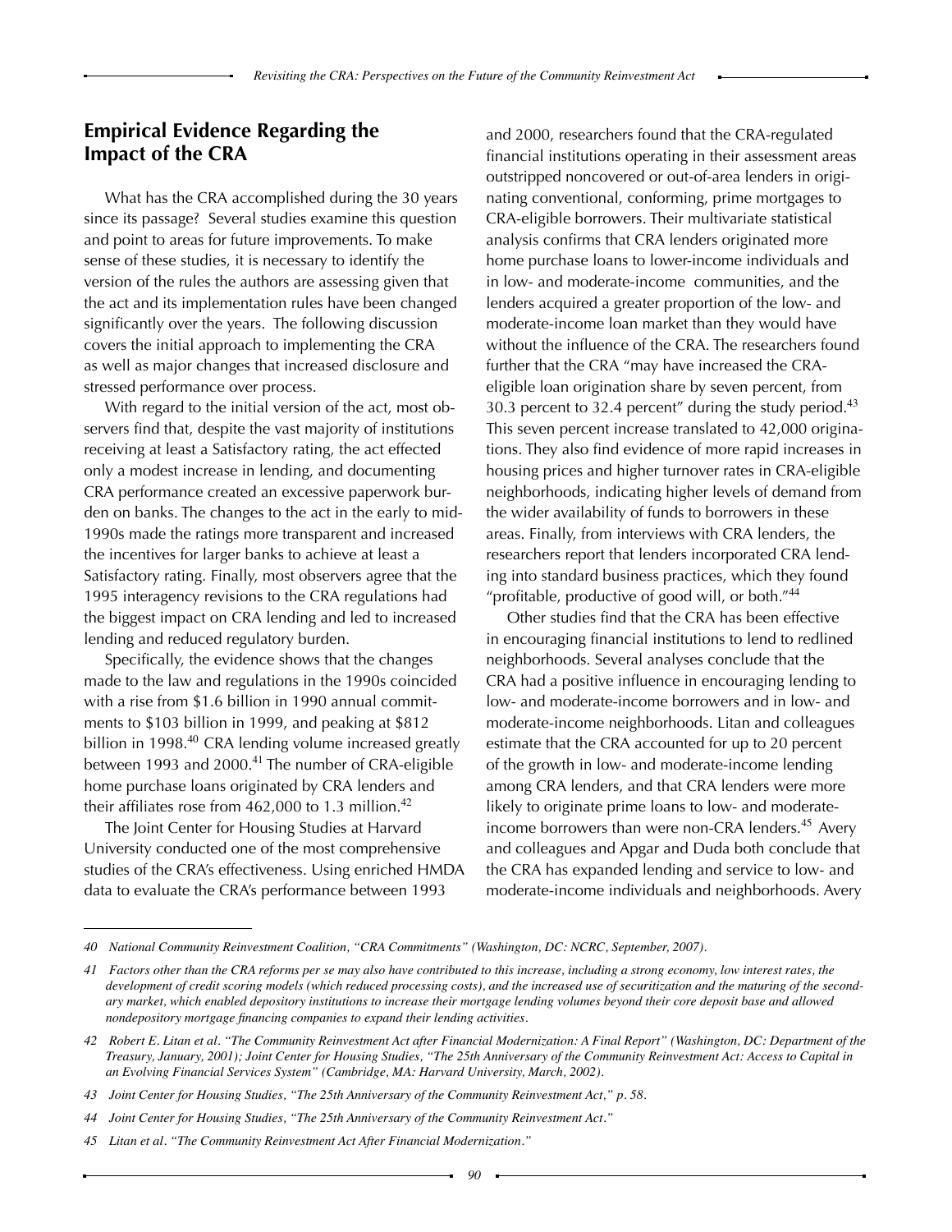## Empirical Evidence Regarding the Impact of the CRA

What has the CRA accomplished during the 30 years since its passage? Several studies examine this question and point to areas for future improvements. To make sense of these studies, it is necessary to identify the version of the rules the authors are assessing given that the act and its implementation rules have been changed significantly over the years. The following discussion covers the initial approach to implementing the CRA as well as major changes that increased disclosure and stressed performance over process.

With regard to the initial version of the act, most observers find that, despite the vast majority of institutions receiving at least a Satisfactory rating, the act effected only a modest increase in lending, and documenting CRA performance created an excessive paperwork burden on banks. The changes to the act in the early to mid-1990s made the ratings more transparent and increased the incentives for larger banks to achieve at least a Satisfactory rating. Finally, most observers agree that the 1995 interagency revisions to the CRA regulations had the biggest impact on CRA lending and led to increased lending and reduced regulatory burden.

Specifically, the evidence shows that the changes made to the law and regulations in the 1990s coincided with a rise from \$1.6 billion in 1990 annual commitments to \$103 billion in 1999, and peaking at \$812 billion in 1998.[40] CRA lending volume increased greatly between 1993 and 2000.[41] The number of CRA-eligible home purchase loans originated by CRA lenders and their affiliates rose from 462,000 to 1.3 million.[42]

The Joint Center for Housing Studies at Harvard University conducted one of the most comprehensive studies of the CRA's effectiveness. Using enriched HMDA data to evaluate the CRA's performance between 1993 and 2000, researchers found that the CRA-regulated financial institutions operating in their assessment areas outstripped noncovered or out-of-area lenders in originating conventional, conforming, prime mortgages to CRA-eligible borrowers. Their multivariate statistical analysis confirms that CRA lenders originated more home purchase loans to lower-income individuals and in low- and moderate-income communities, and the lenders acquired a greater proportion of the low- and moderate-income loan market than they would have without the influence of the CRA. The researchers found further that the CRA "may have increased the CRA-eligible loan origination share by seven percent, from 30.3 percent to 32.4 percent" during the study period.[43] This seven percent increase translated to 42,000 originations. They also find evidence of more rapid increases in housing prices and higher turnover rates in CRA-eligible neighborhoods, indicating higher levels of demand from the wider availability of funds to borrowers in these areas. Finally, from interviews with CRA lenders, the researchers report that lenders incorporated CRA lending into standard business practices, which they found "profitable, productive of good will, or both."[44]

Other studies find that the CRA has been effective in encouraging financial institutions to lend to redlined neighborhoods. Several analyses conclude that the CRA had a positive influence in encouraging lending to low- and moderate-income borrowers and in low- and moderate-income neighborhoods. Litan and colleagues estimate that the CRA accounted for up to 20 percent of the growth in low- and moderate-income lending among CRA lenders, and that CRA lenders were more likely to originate prime loans to low- and moderate-income borrowers than were non-CRA lenders.[45] Avery and colleagues and Apgar and Duda both conclude that the CRA has expanded lending and service to low- and moderate-income individuals and neighborhoods. Avery

---

*40 National Community Reinvestment Coalition, "CRA Commitments" (Washington, DC: NCRC, September, 2007).*

*41 Factors other than the CRA reforms per se may also have contributed to this increase, including a strong economy, low interest rates, the development of credit scoring models (which reduced processing costs), and the increased use of securitization and the maturing of the secondary market, which enabled depository institutions to increase their mortgage lending volumes beyond their core deposit base and allowed nondepository mortgage financing companies to expand their lending activities.*

*42 Robert E. Litan et al. "The Community Reinvestment Act after Financial Modernization: A Final Report" (Washington, DC: Department of the Treasury, January, 2001); Joint Center for Housing Studies, "The 25th Anniversary of the Community Reinvestment Act: Access to Capital in an Evolving Financial Services System" (Cambridge, MA: Harvard University, March, 2002).*

*43 Joint Center for Housing Studies, "The 25th Anniversary of the Community Reinvestment Act," p. 58.*

*44 Joint Center for Housing Studies, "The 25th Anniversary of the Community Reinvestment Act."*

*45 Litan et al. "The Community Reinvestment Act After Financial Modernization."*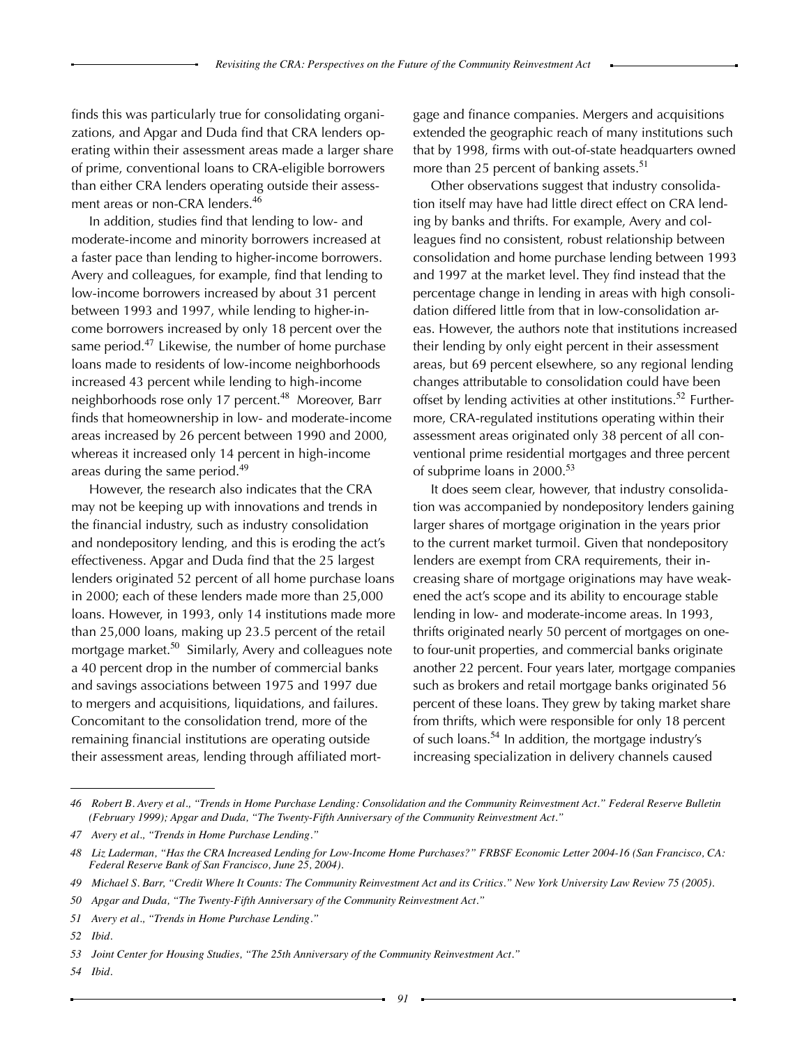finds this was particularly true for consolidating organizations, and Apgar and Duda find that CRA lenders operating within their assessment areas made a larger share of prime, conventional loans to CRA-eligible borrowers than either CRA lenders operating outside their assessment areas or non-CRA lenders.[46]

In addition, studies find that lending to low- and moderate-income and minority borrowers increased at a faster pace than lending to higher-income borrowers. Avery and colleagues, for example, find that lending to low-income borrowers increased by about 31 percent between 1993 and 1997, while lending to higher-income borrowers increased by only 18 percent over the same period.[47] Likewise, the number of home purchase loans made to residents of low-income neighborhoods increased 43 percent while lending to high-income neighborhoods rose only 17 percent.[48] Moreover, Barr finds that homeownership in low- and moderate-income areas increased by 26 percent between 1990 and 2000, whereas it increased only 14 percent in high-income areas during the same period.[49]

However, the research also indicates that the CRA may not be keeping up with innovations and trends in the financial industry, such as industry consolidation and nondepository lending, and this is eroding the act's effectiveness. Apgar and Duda find that the 25 largest lenders originated 52 percent of all home purchase loans in 2000; each of these lenders made more than 25,000 loans. However, in 1993, only 14 institutions made more than 25,000 loans, making up 23.5 percent of the retail mortgage market.[50] Similarly, Avery and colleagues note a 40 percent drop in the number of commercial banks and savings associations between 1975 and 1997 due to mergers and acquisitions, liquidations, and failures. Concomitant to the consolidation trend, more of the remaining financial institutions are operating outside their assessment areas, lending through affiliated mortgage and finance companies. Mergers and acquisitions extended the geographic reach of many institutions such that by 1998, firms with out-of-state headquarters owned more than 25 percent of banking assets.[51]

Other observations suggest that industry consolidation itself may have had little direct effect on CRA lending by banks and thrifts. For example, Avery and colleagues find no consistent, robust relationship between consolidation and home purchase lending between 1993 and 1997 at the market level. They find instead that the percentage change in lending in areas with high consolidation differed little from that in low-consolidation areas. However, the authors note that institutions increased their lending by only eight percent in their assessment areas, but 69 percent elsewhere, so any regional lending changes attributable to consolidation could have been offset by lending activities at other institutions.[52] Furthermore, CRA-regulated institutions operating within their assessment areas originated only 38 percent of all conventional prime residential mortgages and three percent of subprime loans in 2000.[53]

It does seem clear, however, that industry consolidation was accompanied by nondepository lenders gaining larger shares of mortgage origination in the years prior to the current market turmoil. Given that nondepository lenders are exempt from CRA requirements, their increasing share of mortgage originations may have weakened the act's scope and its ability to encourage stable lending in low- and moderate-income areas. In 1993, thrifts originated nearly 50 percent of mortgages on one- to four-unit properties, and commercial banks originate another 22 percent. Four years later, mortgage companies such as brokers and retail mortgage banks originated 56 percent of these loans. They grew by taking market share from thrifts, which were responsible for only 18 percent of such loans.[54] In addition, the mortgage industry's increasing specialization in delivery channels caused

---

*46 Robert B. Avery et al., "Trends in Home Purchase Lending: Consolidation and the Community Reinvestment Act." Federal Reserve Bulletin (February 1999); Apgar and Duda, "The Twenty-Fifth Anniversary of the Community Reinvestment Act."*

*47 Avery et al., "Trends in Home Purchase Lending."*

*48 Liz Laderman, "Has the CRA Increased Lending for Low-Income Home Purchases?" FRBSF Economic Letter 2004-16 (San Francisco, CA: Federal Reserve Bank of San Francisco, June 25, 2004).*

*49 Michael S. Barr, "Credit Where It Counts: The Community Reinvestment Act and its Critics." New York University Law Review 75 (2005).*

*50 Apgar and Duda, "The Twenty-Fifth Anniversary of the Community Reinvestment Act."*

*51 Avery et al., "Trends in Home Purchase Lending."*

*52 Ibid.*

*53 Joint Center for Housing Studies, "The 25th Anniversary of the Community Reinvestment Act."*

*54 Ibid.*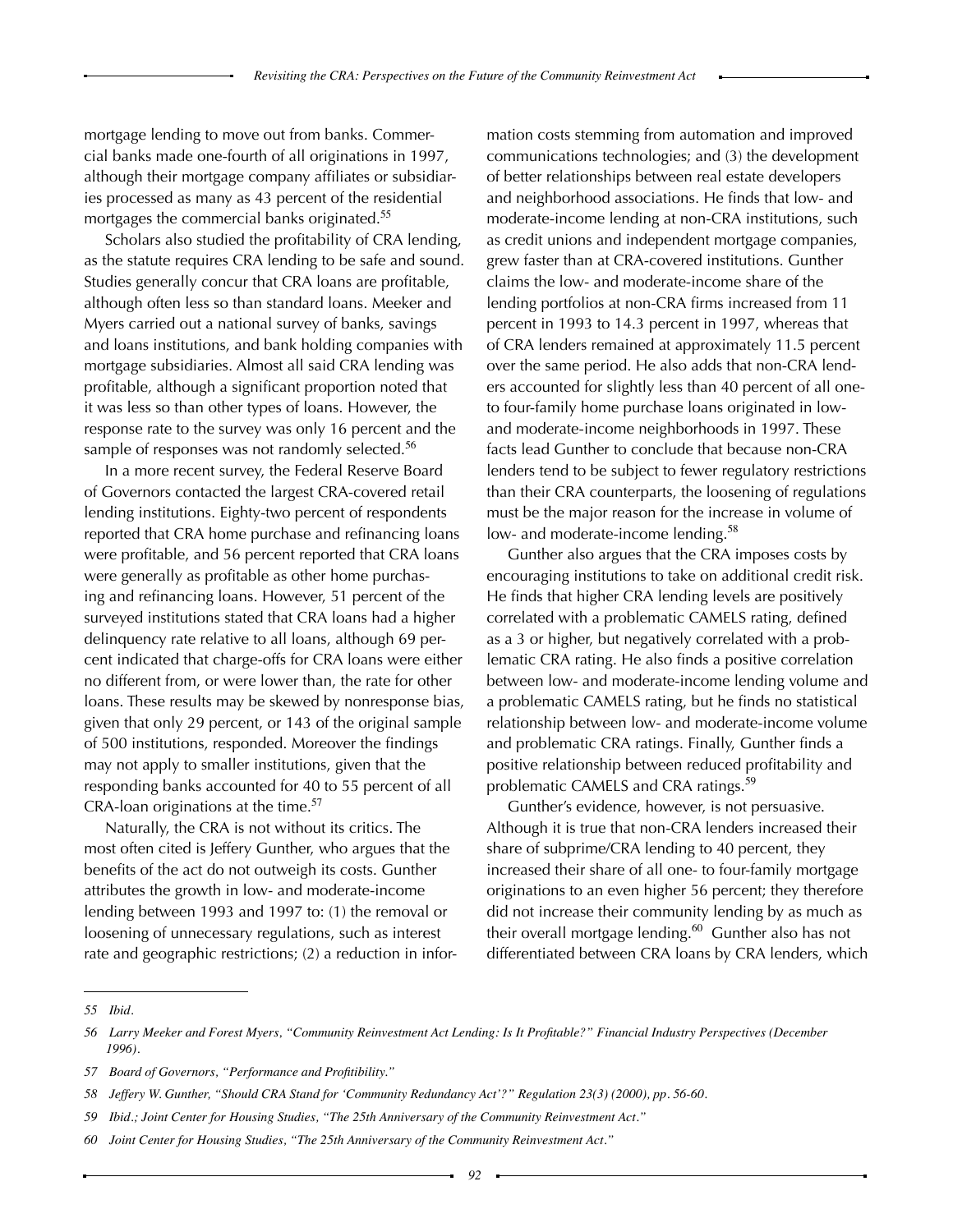mortgage lending to move out from banks. Commercial banks made one-fourth of all originations in 1997, although their mortgage company affiliates or subsidiaries processed as many as 43 percent of the residential mortgages the commercial banks originated.[55]

Scholars also studied the profitability of CRA lending, as the statute requires CRA lending to be safe and sound. Studies generally concur that CRA loans are profitable, although often less so than standard loans. Meeker and Myers carried out a national survey of banks, savings and loans institutions, and bank holding companies with mortgage subsidiaries. Almost all said CRA lending was profitable, although a significant proportion noted that it was less so than other types of loans. However, the response rate to the survey was only 16 percent and the sample of responses was not randomly selected.[56]

In a more recent survey, the Federal Reserve Board of Governors contacted the largest CRA-covered retail lending institutions. Eighty-two percent of respondents reported that CRA home purchase and refinancing loans were profitable, and 56 percent reported that CRA loans were generally as profitable as other home purchasing and refinancing loans. However, 51 percent of the surveyed institutions stated that CRA loans had a higher delinquency rate relative to all loans, although 69 percent indicated that charge-offs for CRA loans were either no different from, or were lower than, the rate for other loans. These results may be skewed by nonresponse bias, given that only 29 percent, or 143 of the original sample of 500 institutions, responded. Moreover the findings may not apply to smaller institutions, given that the responding banks accounted for 40 to 55 percent of all CRA-loan originations at the time.[57]

Naturally, the CRA is not without its critics. The most often cited is Jeffery Gunther, who argues that the benefits of the act do not outweigh its costs. Gunther attributes the growth in low- and moderate-income lending between 1993 and 1997 to: (1) the removal or loosening of unnecessary regulations, such as interest rate and geographic restrictions; (2) a reduction in information costs stemming from automation and improved communications technologies; and (3) the development of better relationships between real estate developers and neighborhood associations. He finds that low- and moderate-income lending at non-CRA institutions, such as credit unions and independent mortgage companies, grew faster than at CRA-covered institutions. Gunther claims the low- and moderate-income share of the lending portfolios at non-CRA firms increased from 11 percent in 1993 to 14.3 percent in 1997, whereas that of CRA lenders remained at approximately 11.5 percent over the same period. He also adds that non-CRA lenders accounted for slightly less than 40 percent of all one- to four-family home purchase loans originated in low- and moderate-income neighborhoods in 1997. These facts lead Gunther to conclude that because non-CRA lenders tend to be subject to fewer regulatory restrictions than their CRA counterparts, the loosening of regulations must be the major reason for the increase in volume of low- and moderate-income lending.[58]

Gunther also argues that the CRA imposes costs by encouraging institutions to take on additional credit risk. He finds that higher CRA lending levels are positively correlated with a problematic CAMELS rating, defined as a 3 or higher, but negatively correlated with a problematic CRA rating. He also finds a positive correlation between low- and moderate-income lending volume and a problematic CAMELS rating, but he finds no statistical relationship between low- and moderate-income volume and problematic CRA ratings. Finally, Gunther finds a positive relationship between reduced profitability and problematic CAMELS and CRA ratings.[59]

Gunther's evidence, however, is not persuasive. Although it is true that non-CRA lenders increased their share of subprime/CRA lending to 40 percent, they increased their share of all one- to four-family mortgage originations to an even higher 56 percent; they therefore did not increase their community lending by as much as their overall mortgage lending.[60] Gunther also has not differentiated between CRA loans by CRA lenders, which

---

*55 Ibid.*

*56 Larry Meeker and Forest Myers, "Community Reinvestment Act Lending: Is It Profitable?" Financial Industry Perspectives (December 1996).*

*57 Board of Governors, "Performance and Profitibility."*

*58 Jeffery W. Gunther, "Should CRA Stand for 'Community Redundancy Act'?" Regulation 23(3) (2000), pp. 56-60.*

*59 Ibid.; Joint Center for Housing Studies, "The 25th Anniversary of the Community Reinvestment Act."*

*60 Joint Center for Housing Studies, "The 25th Anniversary of the Community Reinvestment Act."*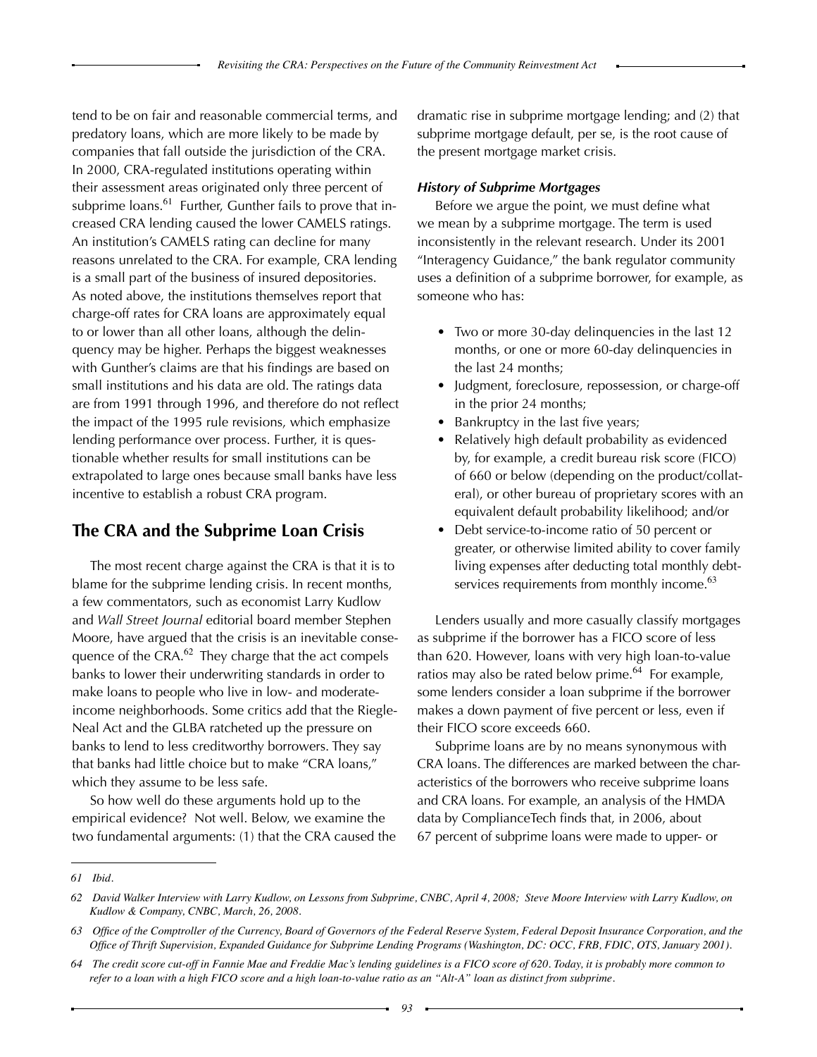tend to be on fair and reasonable commercial terms, and predatory loans, which are more likely to be made by companies that fall outside the jurisdiction of the CRA. In 2000, CRA-regulated institutions operating within their assessment areas originated only three percent of subprime loans.[61] Further, Gunther fails to prove that increased CRA lending caused the lower CAMELS ratings. An institution's CAMELS rating can decline for many reasons unrelated to the CRA. For example, CRA lending is a small part of the business of insured depositories. As noted above, the institutions themselves report that charge-off rates for CRA loans are approximately equal to or lower than all other loans, although the delinquency may be higher. Perhaps the biggest weaknesses with Gunther's claims are that his findings are based on small institutions and his data are old. The ratings data are from 1991 through 1996, and therefore do not reflect the impact of the 1995 rule revisions, which emphasize lending performance over process. Further, it is questionable whether results for small institutions can be extrapolated to large ones because small banks have less incentive to establish a robust CRA program.

## The CRA and the Subprime Loan Crisis

The most recent charge against the CRA is that it is to blame for the subprime lending crisis. In recent months, a few commentators, such as economist Larry Kudlow and *Wall Street Journal* editorial board member Stephen Moore, have argued that the crisis is an inevitable consequence of the CRA.[62] They charge that the act compels banks to lower their underwriting standards in order to make loans to people who live in low- and moderate-income neighborhoods. Some critics add that the Riegle-Neal Act and the GLBA ratcheted up the pressure on banks to lend to less creditworthy borrowers. They say that banks had little choice but to make "CRA loans," which they assume to be less safe.

So how well do these arguments hold up to the empirical evidence? Not well. Below, we examine the two fundamental arguments: (1) that the CRA caused the dramatic rise in subprime mortgage lending; and (2) that subprime mortgage default, per se, is the root cause of the present mortgage market crisis.

### *History of Subprime Mortgages*

Before we argue the point, we must define what we mean by a subprime mortgage. The term is used inconsistently in the relevant research. Under its 2001 "Interagency Guidance," the bank regulator community uses a definition of a subprime borrower, for example, as someone who has:

- Two or more 30-day delinquencies in the last 12 months, or one or more 60-day delinquencies in the last 24 months;
- Judgment, foreclosure, repossession, or charge-off in the prior 24 months;
- Bankruptcy in the last five years;
- Relatively high default probability as evidenced by, for example, a credit bureau risk score (FICO) of 660 or below (depending on the product/collateral), or other bureau of proprietary scores with an equivalent default probability likelihood; and/or
- Debt service-to-income ratio of 50 percent or greater, or otherwise limited ability to cover family living expenses after deducting total monthly debt-services requirements from monthly income.[63]

Lenders usually and more casually classify mortgages as subprime if the borrower has a FICO score of less than 620. However, loans with very high loan-to-value ratios may also be rated below prime.[64] For example, some lenders consider a loan subprime if the borrower makes a down payment of five percent or less, even if their FICO score exceeds 660.

Subprime loans are by no means synonymous with CRA loans. The differences are marked between the characteristics of the borrowers who receive subprime loans and CRA loans. For example, an analysis of the HMDA data by ComplianceTech finds that, in 2006, about 67 percent of subprime loans were made to upper- or

---

*61 Ibid.*

*62 David Walker Interview with Larry Kudlow, on Lessons from Subprime, CNBC, April 4, 2008; Steve Moore Interview with Larry Kudlow, on Kudlow & Company, CNBC, March, 26, 2008.*

*63 Office of the Comptroller of the Currency, Board of Governors of the Federal Reserve System, Federal Deposit Insurance Corporation, and the Office of Thrift Supervision, Expanded Guidance for Subprime Lending Programs (Washington, DC: OCC, FRB, FDIC, OTS, January 2001).*

*64 The credit score cut-off in Fannie Mae and Freddie Mac's lending guidelines is a FICO score of 620. Today, it is probably more common to refer to a loan with a high FICO score and a high loan-to-value ratio as an "Alt-A" loan as distinct from subprime.*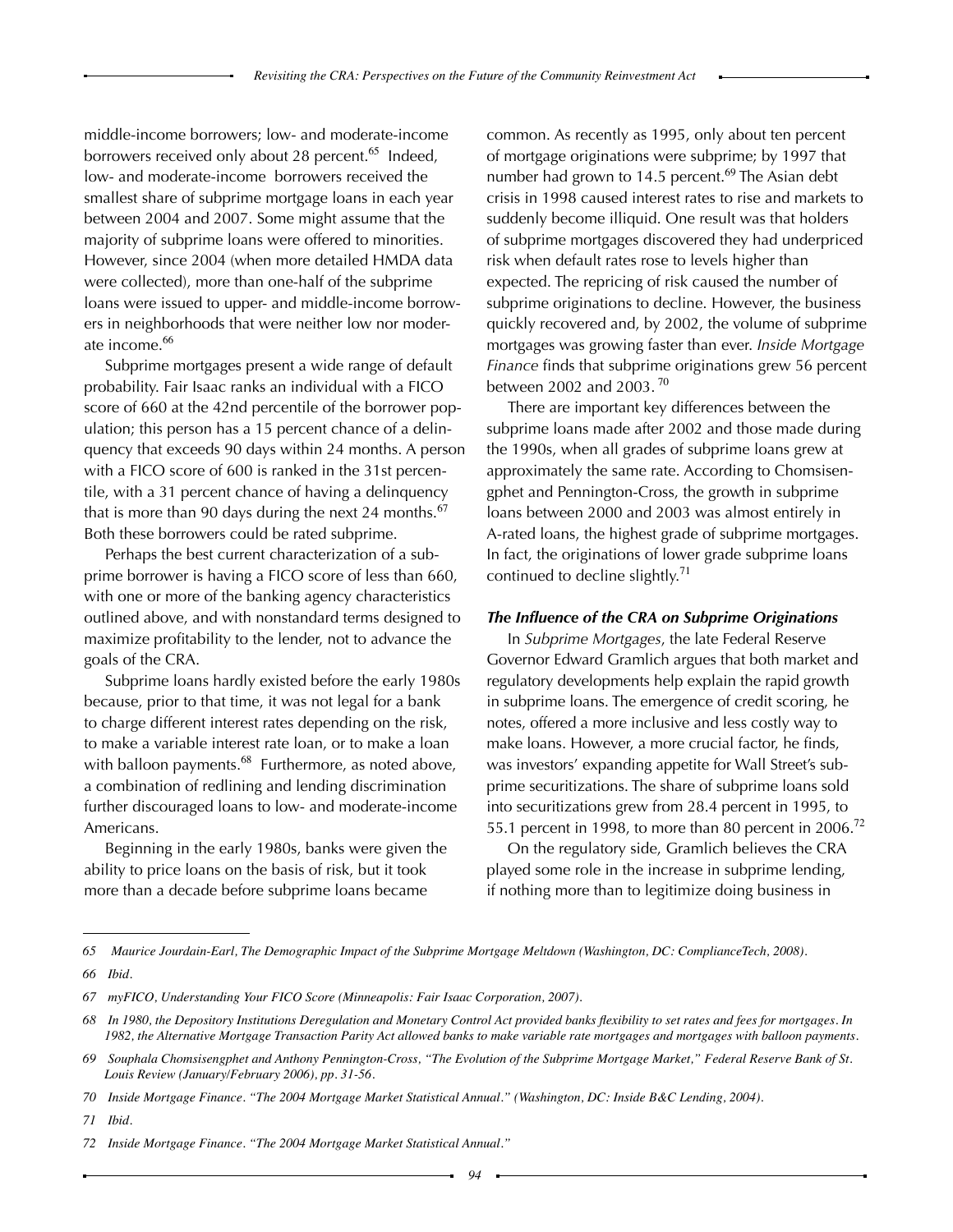middle-income borrowers; low- and moderate-income borrowers received only about 28 percent.[65] Indeed, low- and moderate-income borrowers received the smallest share of subprime mortgage loans in each year between 2004 and 2007. Some might assume that the majority of subprime loans were offered to minorities. However, since 2004 (when more detailed HMDA data were collected), more than one-half of the subprime loans were issued to upper- and middle-income borrowers in neighborhoods that were neither low nor moderate income.[66]

Subprime mortgages present a wide range of default probability. Fair Isaac ranks an individual with a FICO score of 660 at the 42nd percentile of the borrower population; this person has a 15 percent chance of a delinquency that exceeds 90 days within 24 months. A person with a FICO score of 600 is ranked in the 31st percentile, with a 31 percent chance of having a delinquency that is more than 90 days during the next 24 months.[67] Both these borrowers could be rated subprime.

Perhaps the best current characterization of a subprime borrower is having a FICO score of less than 660, with one or more of the banking agency characteristics outlined above, and with nonstandard terms designed to maximize profitability to the lender, not to advance the goals of the CRA.

Subprime loans hardly existed before the early 1980s because, prior to that time, it was not legal for a bank to charge different interest rates depending on the risk, to make a variable interest rate loan, or to make a loan with balloon payments.[68] Furthermore, as noted above, a combination of redlining and lending discrimination further discouraged loans to low- and moderate-income Americans.

Beginning in the early 1980s, banks were given the ability to price loans on the basis of risk, but it took more than a decade before subprime loans became common. As recently as 1995, only about ten percent of mortgage originations were subprime; by 1997 that number had grown to 14.5 percent.[69] The Asian debt crisis in 1998 caused interest rates to rise and markets to suddenly become illiquid. One result was that holders of subprime mortgages discovered they had underpriced risk when default rates rose to levels higher than expected. The repricing of risk caused the number of subprime originations to decline. However, the business quickly recovered and, by 2002, the volume of subprime mortgages was growing faster than ever. *Inside Mortgage Finance* finds that subprime originations grew 56 percent between 2002 and 2003.[70]

There are important key differences between the subprime loans made after 2002 and those made during the 1990s, when all grades of subprime loans grew at approximately the same rate. According to Chomsisengphet and Pennington-Cross, the growth in subprime loans between 2000 and 2003 was almost entirely in A-rated loans, the highest grade of subprime mortgages. In fact, the originations of lower grade subprime loans continued to decline slightly.[71]

### *The Influence of the CRA on Subprime Originations*

In *Subprime Mortgages*, the late Federal Reserve Governor Edward Gramlich argues that both market and regulatory developments help explain the rapid growth in subprime loans. The emergence of credit scoring, he notes, offered a more inclusive and less costly way to make loans. However, a more crucial factor, he finds, was investors' expanding appetite for Wall Street's subprime securitizations. The share of subprime loans sold into securitizations grew from 28.4 percent in 1995, to 55.1 percent in 1998, to more than 80 percent in 2006.[72]

On the regulatory side, Gramlich believes the CRA played some role in the increase in subprime lending, if nothing more than to legitimize doing business in

---

*65 Maurice Jourdain-Earl, The Demographic Impact of the Subprime Mortgage Meltdown (Washington, DC: ComplianceTech, 2008).*

*66 Ibid.*

*67 myFICO, Understanding Your FICO Score (Minneapolis: Fair Isaac Corporation, 2007).*

*68 In 1980, the Depository Institutions Deregulation and Monetary Control Act provided banks flexibility to set rates and fees for mortgages. In 1982, the Alternative Mortgage Transaction Parity Act allowed banks to make variable rate mortgages and mortgages with balloon payments.*

*69 Souphala Chomsisengphet and Anthony Pennington-Cross, "The Evolution of the Subprime Mortgage Market," Federal Reserve Bank of St. Louis Review (January/February 2006), pp. 31-56.*

*70 Inside Mortgage Finance. "The 2004 Mortgage Market Statistical Annual." (Washington, DC: Inside B&C Lending, 2004).*

*71 Ibid.*

*72 Inside Mortgage Finance. "The 2004 Mortgage Market Statistical Annual."*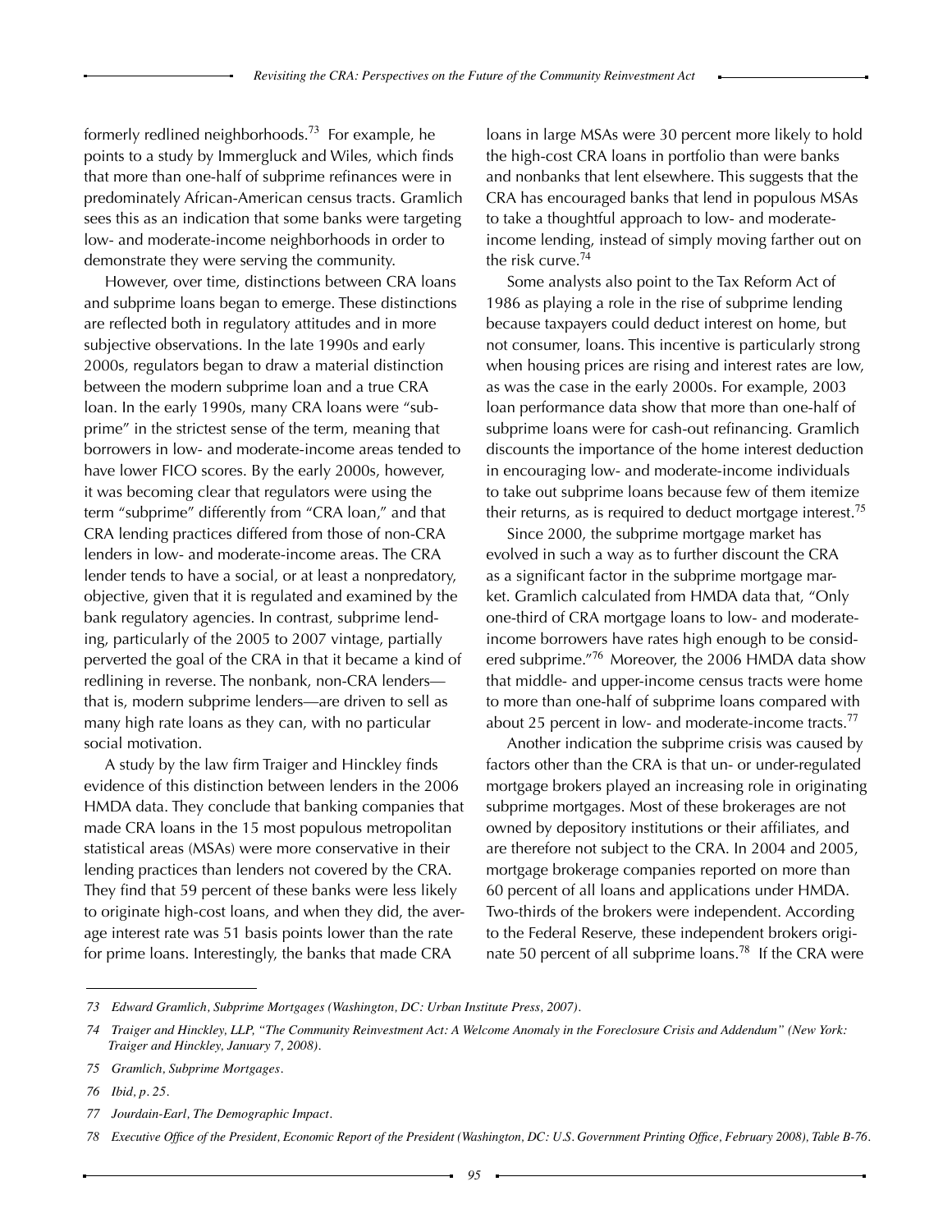formerly redlined neighborhoods.[73] For example, he points to a study by Immergluck and Wiles, which finds that more than one-half of subprime refinances were in predominately African-American census tracts. Gramlich sees this as an indication that some banks were targeting low- and moderate-income neighborhoods in order to demonstrate they were serving the community.

However, over time, distinctions between CRA loans and subprime loans began to emerge. These distinctions are reflected both in regulatory attitudes and in more subjective observations. In the late 1990s and early 2000s, regulators began to draw a material distinction between the modern subprime loan and a true CRA loan. In the early 1990s, many CRA loans were "subprime" in the strictest sense of the term, meaning that borrowers in low- and moderate-income areas tended to have lower FICO scores. By the early 2000s, however, it was becoming clear that regulators were using the term "subprime" differently from "CRA loan," and that CRA lending practices differed from those of non-CRA lenders in low- and moderate-income areas. The CRA lender tends to have a social, or at least a nonpredatory, objective, given that it is regulated and examined by the bank regulatory agencies. In contrast, subprime lending, particularly of the 2005 to 2007 vintage, partially perverted the goal of the CRA in that it became a kind of redlining in reverse. The nonbank, non-CRA lenders—that is, modern subprime lenders—are driven to sell as many high rate loans as they can, with no particular social motivation.

A study by the law firm Traiger and Hinckley finds evidence of this distinction between lenders in the 2006 HMDA data. They conclude that banking companies that made CRA loans in the 15 most populous metropolitan statistical areas (MSAs) were more conservative in their lending practices than lenders not covered by the CRA. They find that 59 percent of these banks were less likely to originate high-cost loans, and when they did, the average interest rate was 51 basis points lower than the rate for prime loans. Interestingly, the banks that made CRA loans in large MSAs were 30 percent more likely to hold the high-cost CRA loans in portfolio than were banks and nonbanks that lent elsewhere. This suggests that the CRA has encouraged banks that lend in populous MSAs to take a thoughtful approach to low- and moderate-income lending, instead of simply moving farther out on the risk curve.[74]

Some analysts also point to the Tax Reform Act of 1986 as playing a role in the rise of subprime lending because taxpayers could deduct interest on home, but not consumer, loans. This incentive is particularly strong when housing prices are rising and interest rates are low, as was the case in the early 2000s. For example, 2003 loan performance data show that more than one-half of subprime loans were for cash-out refinancing. Gramlich discounts the importance of the home interest deduction in encouraging low- and moderate-income individuals to take out subprime loans because few of them itemize their returns, as is required to deduct mortgage interest.[75]

Since 2000, the subprime mortgage market has evolved in such a way as to further discount the CRA as a significant factor in the subprime mortgage market. Gramlich calculated from HMDA data that, "Only one-third of CRA mortgage loans to low- and moderate-income borrowers have rates high enough to be considered subprime."[76] Moreover, the 2006 HMDA data show that middle- and upper-income census tracts were home to more than one-half of subprime loans compared with about 25 percent in low- and moderate-income tracts.[77]

Another indication the subprime crisis was caused by factors other than the CRA is that un- or under-regulated mortgage brokers played an increasing role in originating subprime mortgages. Most of these brokerages are not owned by depository institutions or their affiliates, and are therefore not subject to the CRA. In 2004 and 2005, mortgage brokerage companies reported on more than 60 percent of all loans and applications under HMDA. Two-thirds of the brokers were independent. According to the Federal Reserve, these independent brokers originate 50 percent of all subprime loans.[78] If the CRA were

---

*73 Edward Gramlich, Subprime Mortgages (Washington, DC: Urban Institute Press, 2007).*

*74 Traiger and Hinckley, LLP, "The Community Reinvestment Act: A Welcome Anomaly in the Foreclosure Crisis and Addendum" (New York: Traiger and Hinckley, January 7, 2008).*

*75 Gramlich, Subprime Mortgages.*

*76 Ibid, p. 25.*

*77 Jourdain-Earl, The Demographic Impact.*

*78 Executive Office of the President, Economic Report of the President (Washington, DC: U.S. Government Printing Office, February 2008), Table B-76.*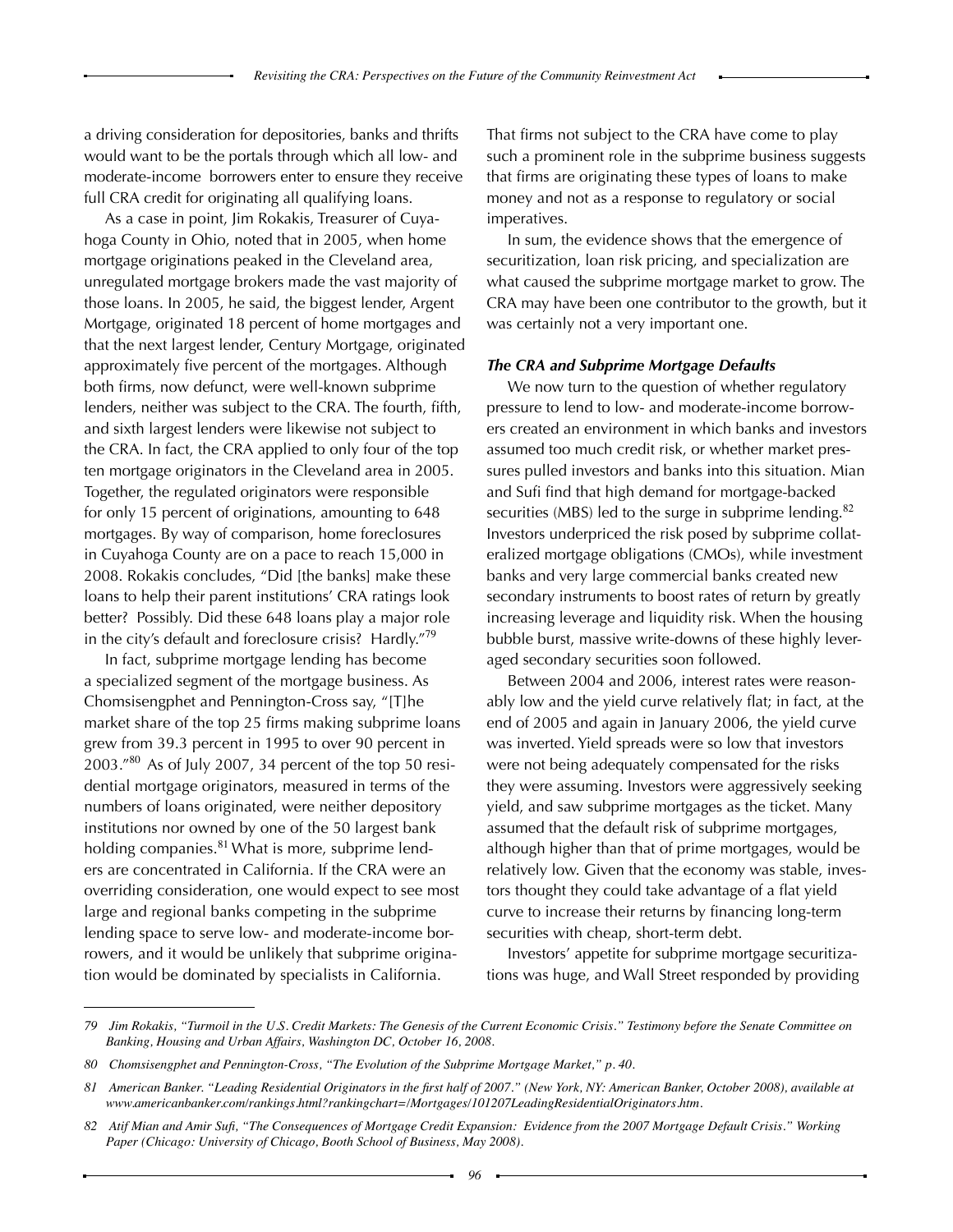a driving consideration for depositories, banks and thrifts would want to be the portals through which all low- and moderate-income borrowers enter to ensure they receive full CRA credit for originating all qualifying loans.

As a case in point, Jim Rokakis, Treasurer of Cuyahoga County in Ohio, noted that in 2005, when home mortgage originations peaked in the Cleveland area, unregulated mortgage brokers made the vast majority of those loans. In 2005, he said, the biggest lender, Argent Mortgage, originated 18 percent of home mortgages and that the next largest lender, Century Mortgage, originated approximately five percent of the mortgages. Although both firms, now defunct, were well-known subprime lenders, neither was subject to the CRA. The fourth, fifth, and sixth largest lenders were likewise not subject to the CRA. In fact, the CRA applied to only four of the top ten mortgage originators in the Cleveland area in 2005. Together, the regulated originators were responsible for only 15 percent of originations, amounting to 648 mortgages. By way of comparison, home foreclosures in Cuyahoga County are on a pace to reach 15,000 in 2008. Rokakis concludes, "Did [the banks] make these loans to help their parent institutions' CRA ratings look better? Possibly. Did these 648 loans play a major role in the city's default and foreclosure crisis? Hardly."[79]

In fact, subprime mortgage lending has become a specialized segment of the mortgage business. As Chomsisengphet and Pennington-Cross say, "[T]he market share of the top 25 firms making subprime loans grew from 39.3 percent in 1995 to over 90 percent in 2003."[80] As of July 2007, 34 percent of the top 50 residential mortgage originators, measured in terms of the numbers of loans originated, were neither depository institutions nor owned by one of the 50 largest bank holding companies.[81] What is more, subprime lenders are concentrated in California. If the CRA were an overriding consideration, one would expect to see most large and regional banks competing in the subprime lending space to serve low- and moderate-income borrowers, and it would be unlikely that subprime origination would be dominated by specialists in California. That firms not subject to the CRA have come to play such a prominent role in the subprime business suggests that firms are originating these types of loans to make money and not as a response to regulatory or social imperatives.

In sum, the evidence shows that the emergence of securitization, loan risk pricing, and specialization are what caused the subprime mortgage market to grow. The CRA may have been one contributor to the growth, but it was certainly not a very important one.

### *The CRA and Subprime Mortgage Defaults*

We now turn to the question of whether regulatory pressure to lend to low- and moderate-income borrowers created an environment in which banks and investors assumed too much credit risk, or whether market pressures pulled investors and banks into this situation. Mian and Sufi find that high demand for mortgage-backed securities (MBS) led to the surge in subprime lending.[82] Investors underpriced the risk posed by subprime collateralized mortgage obligations (CMOs), while investment banks and very large commercial banks created new secondary instruments to boost rates of return by greatly increasing leverage and liquidity risk. When the housing bubble burst, massive write-downs of these highly leveraged secondary securities soon followed.

Between 2004 and 2006, interest rates were reasonably low and the yield curve relatively flat; in fact, at the end of 2005 and again in January 2006, the yield curve was inverted. Yield spreads were so low that investors were not being adequately compensated for the risks they were assuming. Investors were aggressively seeking yield, and saw subprime mortgages as the ticket. Many assumed that the default risk of subprime mortgages, although higher than that of prime mortgages, would be relatively low. Given that the economy was stable, investors thought they could take advantage of a flat yield curve to increase their returns by financing long-term securities with cheap, short-term debt.

Investors' appetite for subprime mortgage securitizations was huge, and Wall Street responded by providing

---

*79 Jim Rokakis, "Turmoil in the U.S. Credit Markets: The Genesis of the Current Economic Crisis." Testimony before the Senate Committee on Banking, Housing and Urban Affairs, Washington DC, October 16, 2008.*

*80 Chomsisengphet and Pennington-Cross, "The Evolution of the Subprime Mortgage Market," p. 40.*

*81 American Banker. "Leading Residential Originators in the first half of 2007." (New York, NY: American Banker, October 2008), available at www.americanbanker.com/rankings.html?rankingchart=/Mortgages/101207LeadingResidentialOriginators.htm.*

*82 Atif Mian and Amir Sufi, "The Consequences of Mortgage Credit Expansion: Evidence from the 2007 Mortgage Default Crisis." Working Paper (Chicago: University of Chicago, Booth School of Business, May 2008).*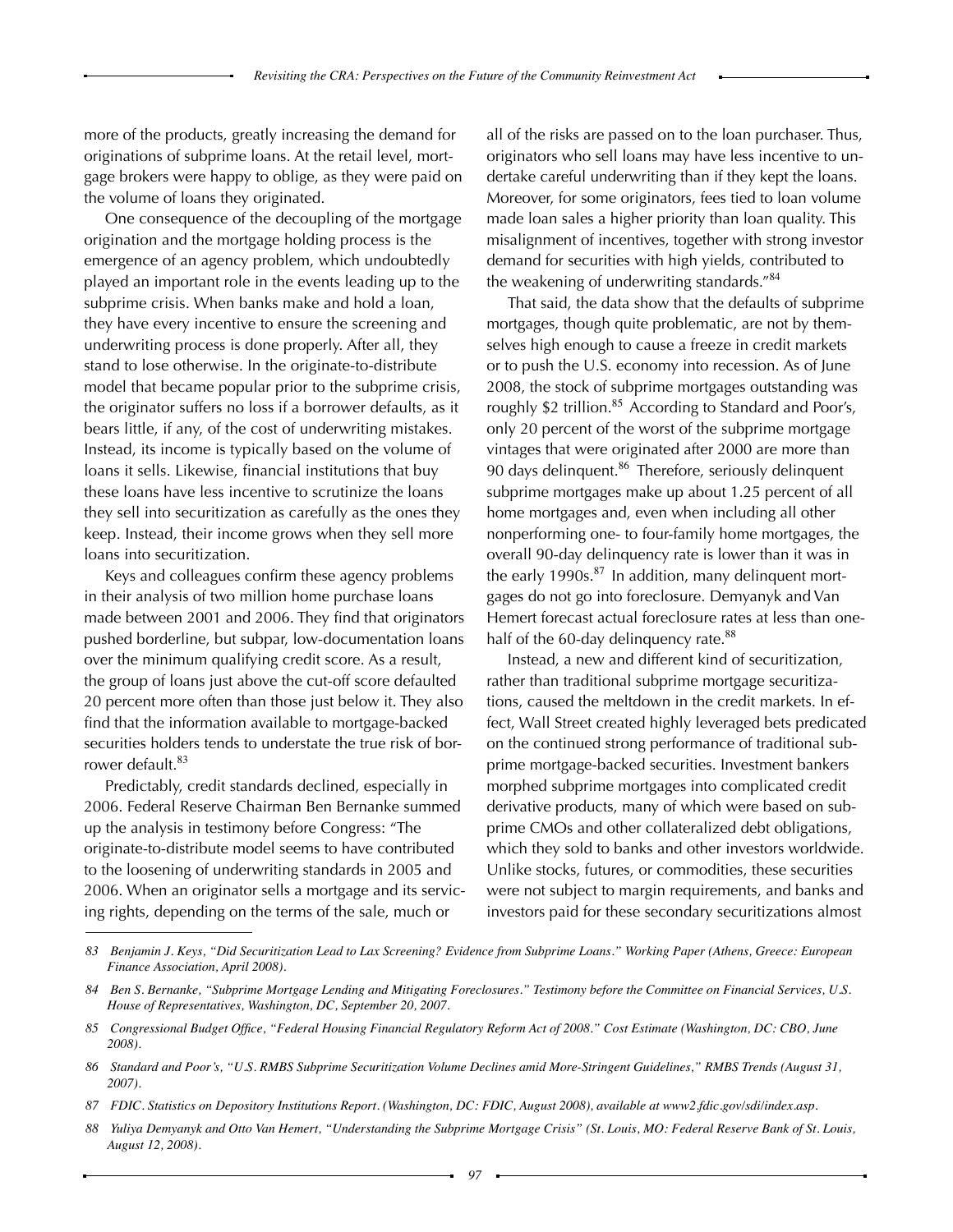more of the products, greatly increasing the demand for originations of subprime loans. At the retail level, mortgage brokers were happy to oblige, as they were paid on the volume of loans they originated.

One consequence of the decoupling of the mortgage origination and the mortgage holding process is the emergence of an agency problem, which undoubtedly played an important role in the events leading up to the subprime crisis. When banks make and hold a loan, they have every incentive to ensure the screening and underwriting process is done properly. After all, they stand to lose otherwise. In the originate-to-distribute model that became popular prior to the subprime crisis, the originator suffers no loss if a borrower defaults, as it bears little, if any, of the cost of underwriting mistakes. Instead, its income is typically based on the volume of loans it sells. Likewise, financial institutions that buy these loans have less incentive to scrutinize the loans they sell into securitization as carefully as the ones they keep. Instead, their income grows when they sell more loans into securitization.

Keys and colleagues confirm these agency problems in their analysis of two million home purchase loans made between 2001 and 2006. They find that originators pushed borderline, but subpar, low-documentation loans over the minimum qualifying credit score. As a result, the group of loans just above the cut-off score defaulted 20 percent more often than those just below it. They also find that the information available to mortgage-backed securities holders tends to understate the true risk of borrower default.[83]

Predictably, credit standards declined, especially in 2006. Federal Reserve Chairman Ben Bernanke summed up the analysis in testimony before Congress: "The originate-to-distribute model seems to have contributed to the loosening of underwriting standards in 2005 and 2006. When an originator sells a mortgage and its servicing rights, depending on the terms of the sale, much or all of the risks are passed on to the loan purchaser. Thus, originators who sell loans may have less incentive to undertake careful underwriting than if they kept the loans. Moreover, for some originators, fees tied to loan volume made loan sales a higher priority than loan quality. This misalignment of incentives, together with strong investor demand for securities with high yields, contributed to the weakening of underwriting standards."[84]

That said, the data show that the defaults of subprime mortgages, though quite problematic, are not by themselves high enough to cause a freeze in credit markets or to push the U.S. economy into recession. As of June 2008, the stock of subprime mortgages outstanding was roughly $2 trillion.[85] According to Standard and Poor's, only 20 percent of the worst of the subprime mortgage vintages that were originated after 2000 are more than 90 days delinquent.[86] Therefore, seriously delinquent subprime mortgages make up about 1.25 percent of all home mortgages and, even when including all other nonperforming one- to four-family home mortgages, the overall 90-day delinquency rate is lower than it was in the early 1990s.[87] In addition, many delinquent mortgages do not go into foreclosure. Demyanyk and Van Hemert forecast actual foreclosure rates at less than one-half of the 60-day delinquency rate.[88]

Instead, a new and different kind of securitization, rather than traditional subprime mortgage securitizations, caused the meltdown in the credit markets. In effect, Wall Street created highly leveraged bets predicated on the continued strong performance of traditional subprime mortgage-backed securities. Investment bankers morphed subprime mortgages into complicated credit derivative products, many of which were based on subprime CMOs and other collateralized debt obligations, which they sold to banks and other investors worldwide. Unlike stocks, futures, or commodities, these securities were not subject to margin requirements, and banks and investors paid for these secondary securitizations almost

---

83 *Benjamin J. Keys, "Did Securitization Lead to Lax Screening? Evidence from Subprime Loans." Working Paper (Athens, Greece: European Finance Association, April 2008).*

84 *Ben S. Bernanke, "Subprime Mortgage Lending and Mitigating Foreclosures." Testimony before the Committee on Financial Services, U.S. House of Representatives, Washington, DC, September 20, 2007.*

85 *Congressional Budget Office, "Federal Housing Financial Regulatory Reform Act of 2008." Cost Estimate (Washington, DC: CBO, June 2008).*

86 *Standard and Poor's, "U.S. RMBS Subprime Securitization Volume Declines amid More-Stringent Guidelines," RMBS Trends (August 31, 2007).*

87 *FDIC. Statistics on Depository Institutions Report. (Washington, DC: FDIC, August 2008), available at www2.fdic.gov/sdi/index.asp.*

88 *Yuliya Demyanyk and Otto Van Hemert, "Understanding the Subprime Mortgage Crisis" (St. Louis, MO: Federal Reserve Bank of St. Louis, August 12, 2008).*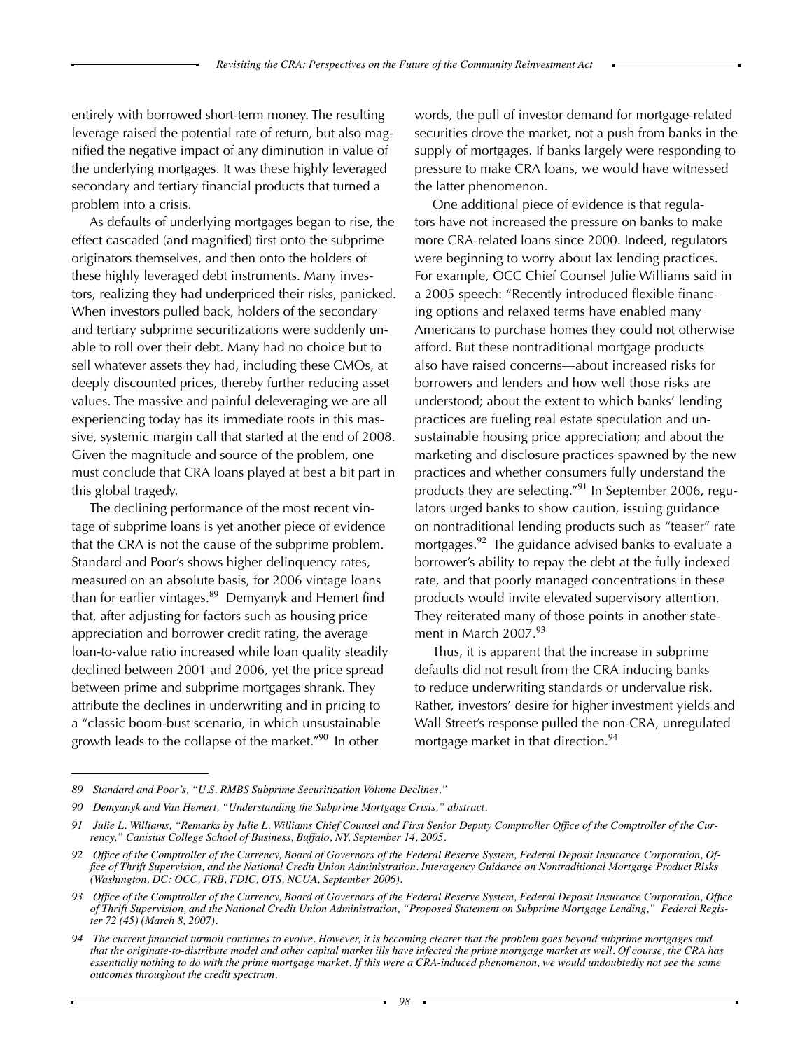entirely with borrowed short-term money. The resulting leverage raised the potential rate of return, but also magnified the negative impact of any diminution in value of the underlying mortgages. It was these highly leveraged secondary and tertiary financial products that turned a problem into a crisis.

As defaults of underlying mortgages began to rise, the effect cascaded (and magnified) first onto the subprime originators themselves, and then onto the holders of these highly leveraged debt instruments. Many investors, realizing they had underpriced their risks, panicked. When investors pulled back, holders of the secondary and tertiary subprime securitizations were suddenly unable to roll over their debt. Many had no choice but to sell whatever assets they had, including these CMOs, at deeply discounted prices, thereby further reducing asset values. The massive and painful deleveraging we are all experiencing today has its immediate roots in this massive, systemic margin call that started at the end of 2008. Given the magnitude and source of the problem, one must conclude that CRA loans played at best a bit part in this global tragedy.

The declining performance of the most recent vintage of subprime loans is yet another piece of evidence that the CRA is not the cause of the subprime problem. Standard and Poor's shows higher delinquency rates, measured on an absolute basis, for 2006 vintage loans than for earlier vintages.[89] Demyanyk and Hemert find that, after adjusting for factors such as housing price appreciation and borrower credit rating, the average loan-to-value ratio increased while loan quality steadily declined between 2001 and 2006, yet the price spread between prime and subprime mortgages shrank. They attribute the declines in underwriting and in pricing to a "classic boom-bust scenario, in which unsustainable growth leads to the collapse of the market."[90] In other words, the pull of investor demand for mortgage-related securities drove the market, not a push from banks in the supply of mortgages. If banks largely were responding to pressure to make CRA loans, we would have witnessed the latter phenomenon.

One additional piece of evidence is that regulators have not increased the pressure on banks to make more CRA-related loans since 2000. Indeed, regulators were beginning to worry about lax lending practices. For example, OCC Chief Counsel Julie Williams said in a 2005 speech: "Recently introduced flexible financing options and relaxed terms have enabled many Americans to purchase homes they could not otherwise afford. But these nontraditional mortgage products also have raised concerns—about increased risks for borrowers and lenders and how well those risks are understood; about the extent to which banks' lending practices are fueling real estate speculation and unsustainable housing price appreciation; and about the marketing and disclosure practices spawned by the new practices and whether consumers fully understand the products they are selecting."[91] In September 2006, regulators urged banks to show caution, issuing guidance on nontraditional lending products such as "teaser" rate mortgages.[92] The guidance advised banks to evaluate a borrower's ability to repay the debt at the fully indexed rate, and that poorly managed concentrations in these products would invite elevated supervisory attention. They reiterated many of those points in another statement in March 2007.[93]

Thus, it is apparent that the increase in subprime defaults did not result from the CRA inducing banks to reduce underwriting standards or undervalue risk. Rather, investors' desire for higher investment yields and Wall Street's response pulled the non-CRA, unregulated mortgage market in that direction.[94]

---

*89 Standard and Poor's, "U.S. RMBS Subprime Securitization Volume Declines."*

*90 Demyanyk and Van Hemert, "Understanding the Subprime Mortgage Crisis," abstract.*

*91 Julie L. Williams, "Remarks by Julie L. Williams Chief Counsel and First Senior Deputy Comptroller Office of the Comptroller of the Currency," Canisius College School of Business, Buffalo, NY, September 14, 2005.*

*92 Office of the Comptroller of the Currency, Board of Governors of the Federal Reserve System, Federal Deposit Insurance Corporation, Office of Thrift Supervision, and the National Credit Union Administration. Interagency Guidance on Nontraditional Mortgage Product Risks (Washington, DC: OCC, FRB, FDIC, OTS, NCUA, September 2006).*

*93 Office of the Comptroller of the Currency, Board of Governors of the Federal Reserve System, Federal Deposit Insurance Corporation, Office of Thrift Supervision, and the National Credit Union Administration, "Proposed Statement on Subprime Mortgage Lending," Federal Register 72 (45) (March 8, 2007).*

*94 The current financial turmoil continues to evolve. However, it is becoming clearer that the problem goes beyond subprime mortgages and that the originate-to-distribute model and other capital market ills have infected the prime mortgage market as well. Of course, the CRA has essentially nothing to do with the prime mortgage market. If this were a CRA-induced phenomenon, we would undoubtedly not see the same outcomes throughout the credit spectrum.*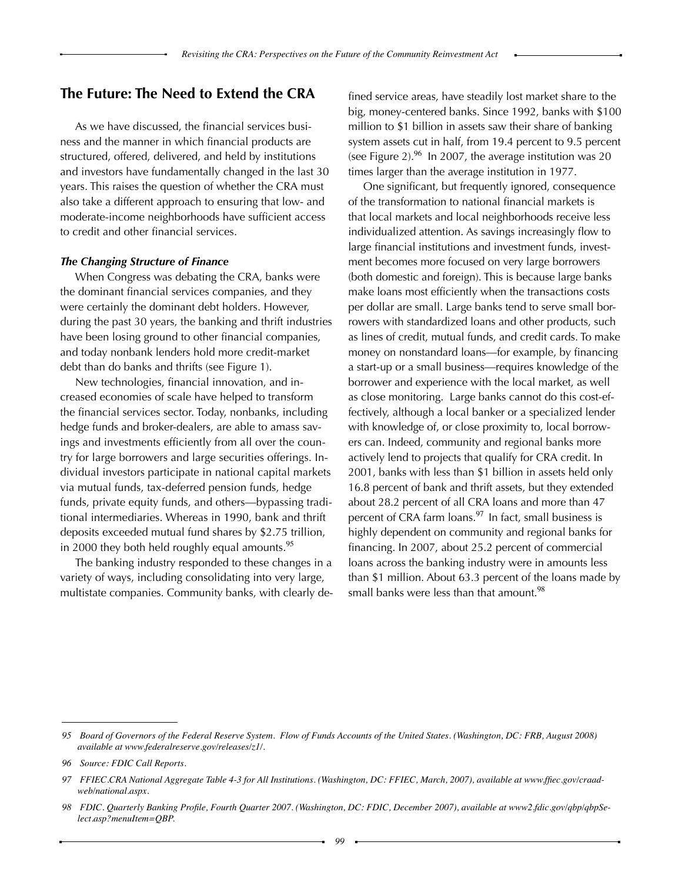## The Future: The Need to Extend the CRA

As we have discussed, the financial services business and the manner in which financial products are structured, offered, delivered, and held by institutions and investors have fundamentally changed in the last 30 years. This raises the question of whether the CRA must also take a different approach to ensuring that low- and moderate-income neighborhoods have sufficient access to credit and other financial services.

### *The Changing Structure of Finance*

When Congress was debating the CRA, banks were the dominant financial services companies, and they were certainly the dominant debt holders. However, during the past 30 years, the banking and thrift industries have been losing ground to other financial companies, and today nonbank lenders hold more credit-market debt than do banks and thrifts (see Figure 1).

New technologies, financial innovation, and increased economies of scale have helped to transform the financial services sector. Today, nonbanks, including hedge funds and broker-dealers, are able to amass savings and investments efficiently from all over the country for large borrowers and large securities offerings. Individual investors participate in national capital markets via mutual funds, tax-deferred pension funds, hedge funds, private equity funds, and others—bypassing traditional intermediaries. Whereas in 1990, bank and thrift deposits exceeded mutual fund shares by $2.75 trillion, in 2000 they both held roughly equal amounts.[95]

The banking industry responded to these changes in a variety of ways, including consolidating into very large, multistate companies. Community banks, with clearly defined service areas, have steadily lost market share to the big, money-centered banks. Since 1992, banks with $100 million to $1 billion in assets saw their share of banking system assets cut in half, from 19.4 percent to 9.5 percent (see Figure 2).[96] In 2007, the average institution was 20 times larger than the average institution in 1977.

One significant, but frequently ignored, consequence of the transformation to national financial markets is that local markets and local neighborhoods receive less individualized attention. As savings increasingly flow to large financial institutions and investment funds, investment becomes more focused on very large borrowers (both domestic and foreign). This is because large banks make loans most efficiently when the transactions costs per dollar are small. Large banks tend to serve small borrowers with standardized loans and other products, such as lines of credit, mutual funds, and credit cards. To make money on nonstandard loans—for example, by financing a start-up or a small business—requires knowledge of the borrower and experience with the local market, as well as close monitoring. Large banks cannot do this cost-effectively, although a local banker or a specialized lender with knowledge of, or close proximity to, local borrowers can. Indeed, community and regional banks more actively lend to projects that qualify for CRA credit. In 2001, banks with less than $1 billion in assets held only 16.8 percent of bank and thrift assets, but they extended about 28.2 percent of all CRA loans and more than 47 percent of CRA farm loans.[97] In fact, small business is highly dependent on community and regional banks for financing. In 2007, about 25.2 percent of commercial loans across the banking industry were in amounts less than $1 million. About 63.3 percent of the loans made by small banks were less than that amount.[98]

---

*95 Board of Governors of the Federal Reserve System. Flow of Funds Accounts of the United States. (Washington, DC: FRB, August 2008) available at www.federalreserve.gov/releases/z1/.*

*96 Source: FDIC Call Reports.*

*97 FFIEC.CRA National Aggregate Table 4-3 for All Institutions. (Washington, DC: FFIEC, March, 2007), available at www.ffiec.gov/craadweb/national.aspx.*

*98 FDIC. Quarterly Banking Profile, Fourth Quarter 2007. (Washington, DC: FDIC, December 2007), available at www2.fdic.gov/qbp/qbpSelect.asp?menuItem=QBP.*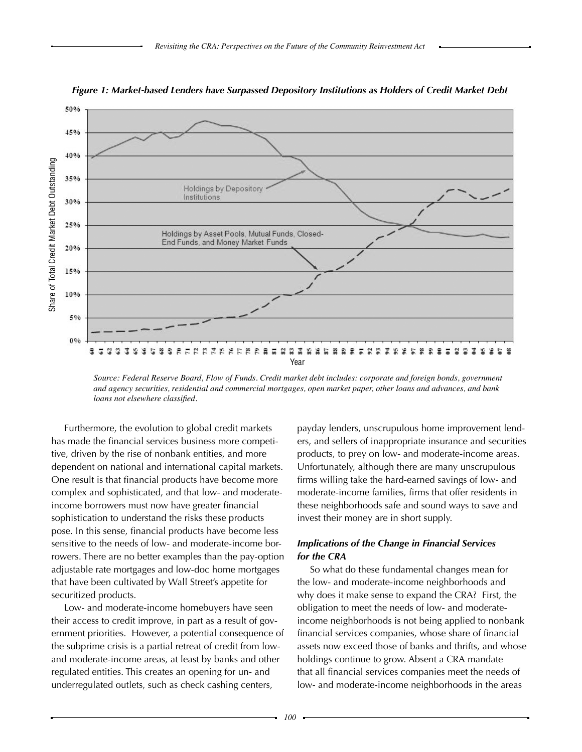*Figure 1: Market-based Lenders have Surpassed Depository Institutions as Holders of Credit Market Debt*

*Source: Federal Reserve Board, Flow of Funds. Credit market debt includes: corporate and foreign bonds, government and agency securities, residential and commercial mortgages, open market paper, other loans and advances, and bank loans not elsewhere classified.*

Furthermore, the evolution to global credit markets has made the financial services business more competitive, driven by the rise of nonbank entities, and more dependent on national and international capital markets. One result is that financial products have become more complex and sophisticated, and that low- and moderate-income borrowers must now have greater financial sophistication to understand the risks these products pose. In this sense, financial products have become less sensitive to the needs of low- and moderate-income borrowers. There are no better examples than the pay-option adjustable rate mortgages and low-doc home mortgages that have been cultivated by Wall Street's appetite for securitized products.

Low- and moderate-income homebuyers have seen their access to credit improve, in part as a result of government priorities. However, a potential consequence of the subprime crisis is a partial retreat of credit from low- and moderate-income areas, at least by banks and other regulated entities. This creates an opening for un- and underregulated outlets, such as check cashing centers, payday lenders, unscrupulous home improvement lenders, and sellers of inappropriate insurance and securities products, to prey on low- and moderate-income areas. Unfortunately, although there are many unscrupulous firms willing take the hard-earned savings of low- and moderate-income families, firms that offer residents in these neighborhoods safe and sound ways to save and invest their money are in short supply.

### *Implications of the Change in Financial Services for the CRA*

So what do these fundamental changes mean for the low- and moderate-income neighborhoods and why does it make sense to expand the CRA? First, the obligation to meet the needs of low- and moderate-income neighborhoods is not being applied to nonbank financial services companies, whose share of financial assets now exceed those of banks and thrifts, and whose holdings continue to grow. Absent a CRA mandate that all financial services companies meet the needs of low- and moderate-income neighborhoods in the areas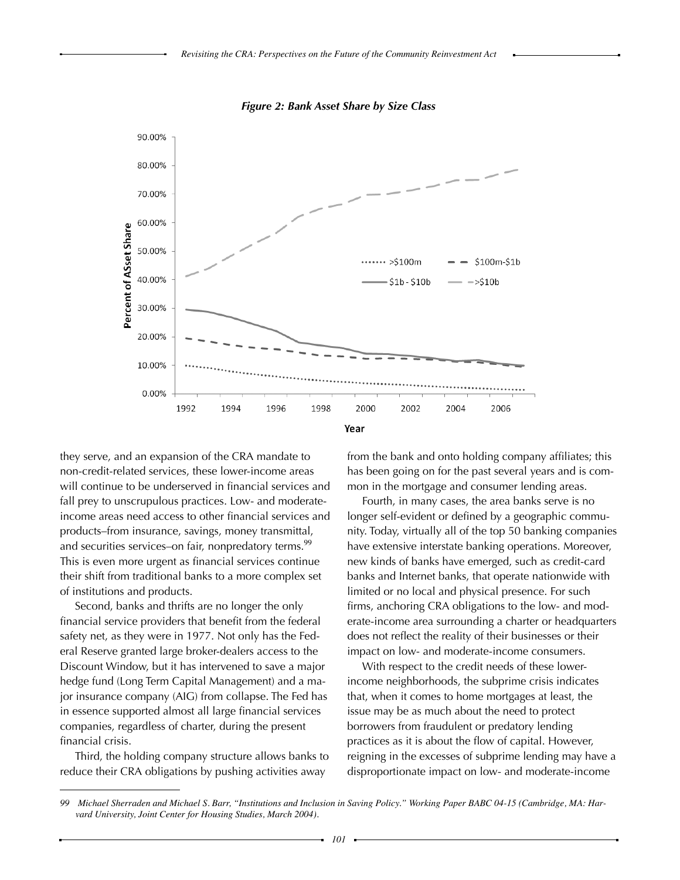*Figure 2: Bank Asset Share by Size Class*

they serve, and an expansion of the CRA mandate to non-credit-related services, these lower-income areas will continue to be underserved in financial services and fall prey to unscrupulous practices. Low- and moderate-income areas need access to other financial services and products–from insurance, savings, money transmittal, and securities services–on fair, nonpredatory terms.[99] This is even more urgent as financial services continue their shift from traditional banks to a more complex set of institutions and products.

Second, banks and thrifts are no longer the only financial service providers that benefit from the federal safety net, as they were in 1977. Not only has the Federal Reserve granted large broker-dealers access to the Discount Window, but it has intervened to save a major hedge fund (Long Term Capital Management) and a major insurance company (AIG) from collapse. The Fed has in essence supported almost all large financial services companies, regardless of charter, during the present financial crisis.

Third, the holding company structure allows banks to reduce their CRA obligations by pushing activities away from the bank and onto holding company affiliates; this has been going on for the past several years and is common in the mortgage and consumer lending areas.

Fourth, in many cases, the area banks serve is no longer self-evident or defined by a geographic community. Today, virtually all of the top 50 banking companies have extensive interstate banking operations. Moreover, new kinds of banks have emerged, such as credit-card banks and Internet banks, that operate nationwide with limited or no local and physical presence. For such firms, anchoring CRA obligations to the low- and moderate-income area surrounding a charter or headquarters does not reflect the reality of their businesses or their impact on low- and moderate-income consumers.

With respect to the credit needs of these lower-income neighborhoods, the subprime crisis indicates that, when it comes to home mortgages at least, the issue may be as much about the need to protect borrowers from fraudulent or predatory lending practices as it is about the flow of capital. However, reigning in the excesses of subprime lending may have a disproportionate impact on low- and moderate-income

---

99 *Michael Sherraden and Michael S. Barr, "Institutions and Inclusion in Saving Policy." Working Paper BABC 04-15 (Cambridge, MA: Harvard University, Joint Center for Housing Studies, March 2004).*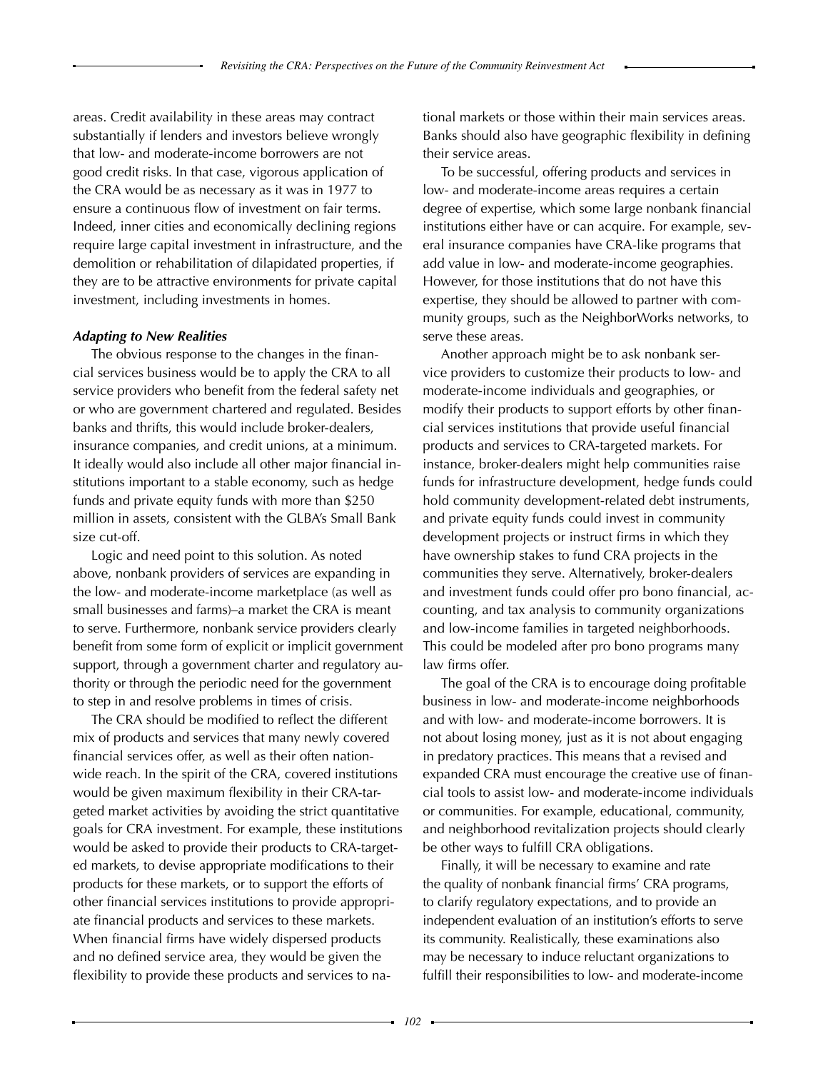areas. Credit availability in these areas may contract substantially if lenders and investors believe wrongly that low- and moderate-income borrowers are not good credit risks. In that case, vigorous application of the CRA would be as necessary as it was in 1977 to ensure a continuous flow of investment on fair terms. Indeed, inner cities and economically declining regions require large capital investment in infrastructure, and the demolition or rehabilitation of dilapidated properties, if they are to be attractive environments for private capital investment, including investments in homes.

***Adapting to New Realities***

The obvious response to the changes in the financial services business would be to apply the CRA to all service providers who benefit from the federal safety net or who are government chartered and regulated. Besides banks and thrifts, this would include broker-dealers, insurance companies, and credit unions, at a minimum. It ideally would also include all other major financial institutions important to a stable economy, such as hedge funds and private equity funds with more than $250 million in assets, consistent with the GLBA's Small Bank size cut-off.

Logic and need point to this solution. As noted above, nonbank providers of services are expanding in the low- and moderate-income marketplace (as well as small businesses and farms)–a market the CRA is meant to serve. Furthermore, nonbank service providers clearly benefit from some form of explicit or implicit government support, through a government charter and regulatory authority or through the periodic need for the government to step in and resolve problems in times of crisis.

The CRA should be modified to reflect the different mix of products and services that many newly covered financial services offer, as well as their often nationwide reach. In the spirit of the CRA, covered institutions would be given maximum flexibility in their CRA-targeted market activities by avoiding the strict quantitative goals for CRA investment. For example, these institutions would be asked to provide their products to CRA-targeted markets, to devise appropriate modifications to their products for these markets, or to support the efforts of other financial services institutions to provide appropriate financial products and services to these markets. When financial firms have widely dispersed products and no defined service area, they would be given the flexibility to provide these products and services to national markets or those within their main services areas. Banks should also have geographic flexibility in defining their service areas.

To be successful, offering products and services in low- and moderate-income areas requires a certain degree of expertise, which some large nonbank financial institutions either have or can acquire. For example, several insurance companies have CRA-like programs that add value in low- and moderate-income geographies. However, for those institutions that do not have this expertise, they should be allowed to partner with community groups, such as the NeighborWorks networks, to serve these areas.

Another approach might be to ask nonbank service providers to customize their products to low- and moderate-income individuals and geographies, or modify their products to support efforts by other financial services institutions that provide useful financial products and services to CRA-targeted markets. For instance, broker-dealers might help communities raise funds for infrastructure development, hedge funds could hold community development-related debt instruments, and private equity funds could invest in community development projects or instruct firms in which they have ownership stakes to fund CRA projects in the communities they serve. Alternatively, broker-dealers and investment funds could offer pro bono financial, accounting, and tax analysis to community organizations and low-income families in targeted neighborhoods. This could be modeled after pro bono programs many law firms offer.

The goal of the CRA is to encourage doing profitable business in low- and moderate-income neighborhoods and with low- and moderate-income borrowers. It is not about losing money, just as it is not about engaging in predatory practices. This means that a revised and expanded CRA must encourage the creative use of financial tools to assist low- and moderate-income individuals or communities. For example, educational, community, and neighborhood revitalization projects should clearly be other ways to fulfill CRA obligations.

Finally, it will be necessary to examine and rate the quality of nonbank financial firms' CRA programs, to clarify regulatory expectations, and to provide an independent evaluation of an institution's efforts to serve its community. Realistically, these examinations also may be necessary to induce reluctant organizations to fulfill their responsibilities to low- and moderate-income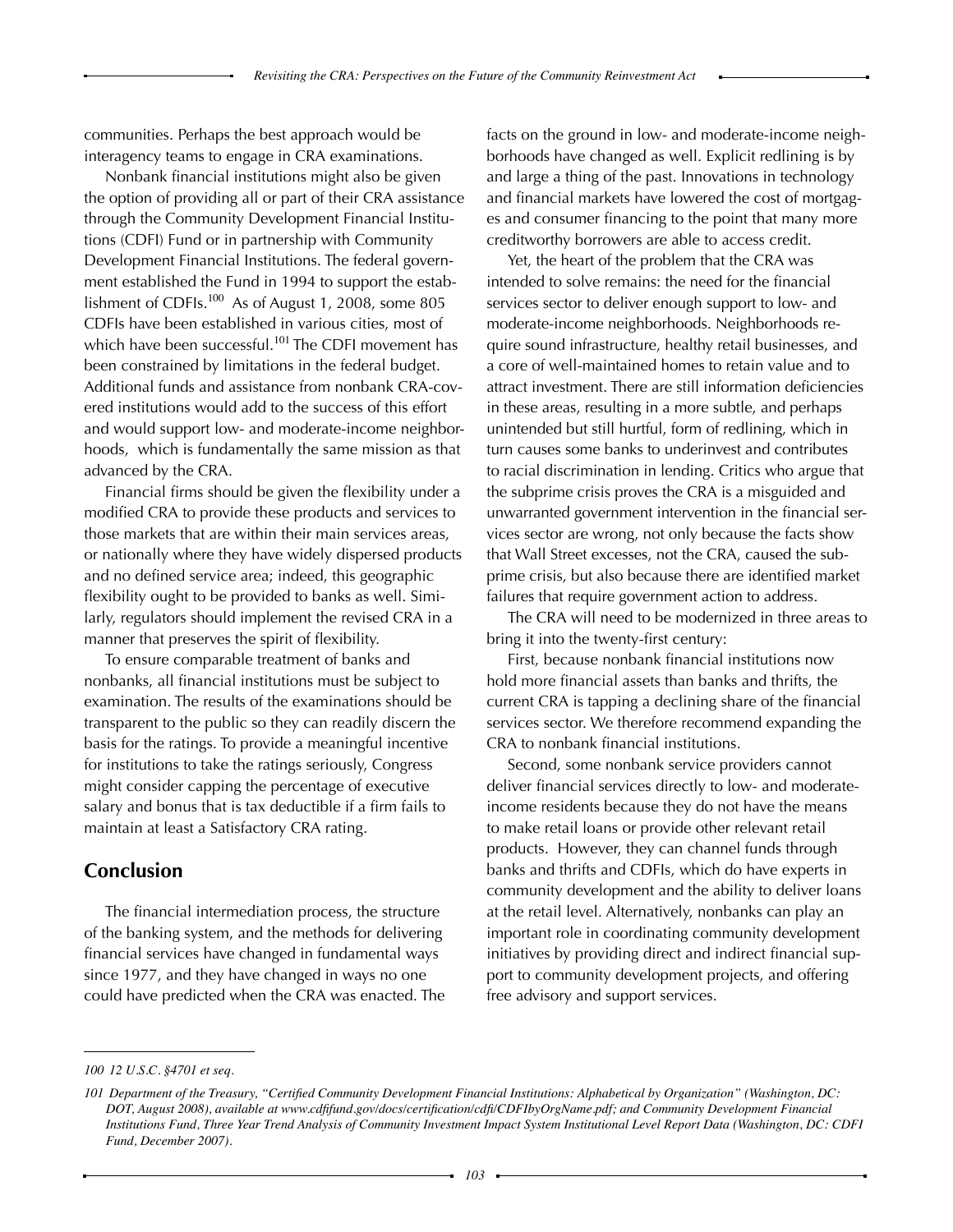communities. Perhaps the best approach would be interagency teams to engage in CRA examinations.

Nonbank financial institutions might also be given the option of providing all or part of their CRA assistance through the Community Development Financial Institutions (CDFI) Fund or in partnership with Community Development Financial Institutions. The federal government established the Fund in 1994 to support the establishment of CDFIs.[100] As of August 1, 2008, some 805 CDFIs have been established in various cities, most of which have been successful.[101] The CDFI movement has been constrained by limitations in the federal budget. Additional funds and assistance from nonbank CRA-covered institutions would add to the success of this effort and would support low- and moderate-income neighborhoods, which is fundamentally the same mission as that advanced by the CRA.

Financial firms should be given the flexibility under a modified CRA to provide these products and services to those markets that are within their main services areas, or nationally where they have widely dispersed products and no defined service area; indeed, this geographic flexibility ought to be provided to banks as well. Similarly, regulators should implement the revised CRA in a manner that preserves the spirit of flexibility.

To ensure comparable treatment of banks and nonbanks, all financial institutions must be subject to examination. The results of the examinations should be transparent to the public so they can readily discern the basis for the ratings. To provide a meaningful incentive for institutions to take the ratings seriously, Congress might consider capping the percentage of executive salary and bonus that is tax deductible if a firm fails to maintain at least a Satisfactory CRA rating.

## Conclusion

The financial intermediation process, the structure of the banking system, and the methods for delivering financial services have changed in fundamental ways since 1977, and they have changed in ways no one could have predicted when the CRA was enacted. The facts on the ground in low- and moderate-income neighborhoods have changed as well. Explicit redlining is by and large a thing of the past. Innovations in technology and financial markets have lowered the cost of mortgages and consumer financing to the point that many more creditworthy borrowers are able to access credit.

Yet, the heart of the problem that the CRA was intended to solve remains: the need for the financial services sector to deliver enough support to low- and moderate-income neighborhoods. Neighborhoods require sound infrastructure, healthy retail businesses, and a core of well-maintained homes to retain value and to attract investment. There are still information deficiencies in these areas, resulting in a more subtle, and perhaps unintended but still hurtful, form of redlining, which in turn causes some banks to underinvest and contributes to racial discrimination in lending. Critics who argue that the subprime crisis proves the CRA is a misguided and unwarranted government intervention in the financial services sector are wrong, not only because the facts show that Wall Street excesses, not the CRA, caused the subprime crisis, but also because there are identified market failures that require government action to address.

The CRA will need to be modernized in three areas to bring it into the twenty-first century:

First, because nonbank financial institutions now hold more financial assets than banks and thrifts, the current CRA is tapping a declining share of the financial services sector. We therefore recommend expanding the CRA to nonbank financial institutions.

Second, some nonbank service providers cannot deliver financial services directly to low- and moderate-income residents because they do not have the means to make retail loans or provide other relevant retail products. However, they can channel funds through banks and thrifts and CDFIs, which do have experts in community development and the ability to deliver loans at the retail level. Alternatively, nonbanks can play an important role in coordinating community development initiatives by providing direct and indirect financial support to community development projects, and offering free advisory and support services.

---

*100 12 U.S.C. §4701 et seq.*

*101 Department of the Treasury, "Certified Community Development Financial Institutions: Alphabetical by Organization" (Washington, DC: DOT, August 2008), available at www.cdfifund.gov/docs/certification/cdfi/CDFIbyOrgName.pdf; and Community Development Financial Institutions Fund, Three Year Trend Analysis of Community Investment Impact System Institutional Level Report Data (Washington, DC: CDFI Fund, December 2007).*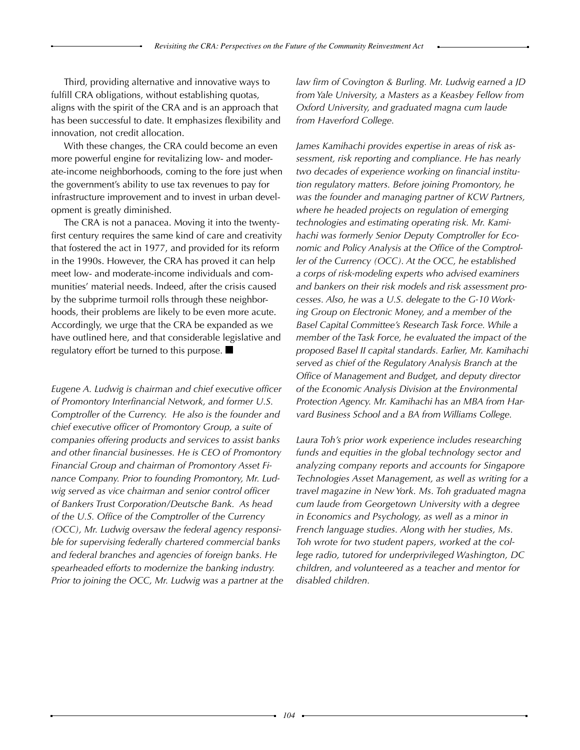Third, providing alternative and innovative ways to fulfill CRA obligations, without establishing quotas, aligns with the spirit of the CRA and is an approach that has been successful to date. It emphasizes flexibility and innovation, not credit allocation.

With these changes, the CRA could become an even more powerful engine for revitalizing low- and moderate-income neighborhoods, coming to the fore just when the government's ability to use tax revenues to pay for infrastructure improvement and to invest in urban development is greatly diminished.

The CRA is not a panacea. Moving it into the twenty-first century requires the same kind of care and creativity that fostered the act in 1977, and provided for its reform in the 1990s. However, the CRA has proved it can help meet low- and moderate-income individuals and communities' material needs. Indeed, after the crisis caused by the subprime turmoil rolls through these neighborhoods, their problems are likely to be even more acute. Accordingly, we urge that the CRA be expanded as we have outlined here, and that considerable legislative and regulatory effort be turned to this purpose. ■

*Eugene A. Ludwig is chairman and chief executive officer of Promontory Interfinancial Network, and former U.S. Comptroller of the Currency. He also is the founder and chief executive officer of Promontory Group, a suite of companies offering products and services to assist banks and other financial businesses. He is CEO of Promontory Financial Group and chairman of Promontory Asset Finance Company. Prior to founding Promontory, Mr. Ludwig served as vice chairman and senior control officer of Bankers Trust Corporation/Deutsche Bank. As head of the U.S. Office of the Comptroller of the Currency (OCC), Mr. Ludwig oversaw the federal agency responsible for supervising federally chartered commercial banks and federal branches and agencies of foreign banks. He spearheaded efforts to modernize the banking industry. Prior to joining the OCC, Mr. Ludwig was a partner at the law firm of Covington & Burling. Mr. Ludwig earned a JD from Yale University, a Masters as a Keasbey Fellow from Oxford University, and graduated magna cum laude from Haverford College.*

*James Kamihachi provides expertise in areas of risk assessment, risk reporting and compliance. He has nearly two decades of experience working on financial institution regulatory matters. Before joining Promontory, he was the founder and managing partner of KCW Partners, where he headed projects on regulation of emerging technologies and estimating operating risk. Mr. Kamihachi was formerly Senior Deputy Comptroller for Economic and Policy Analysis at the Office of the Comptroller of the Currency (OCC). At the OCC, he established a corps of risk-modeling experts who advised examiners and bankers on their risk models and risk assessment processes. Also, he was a U.S. delegate to the G-10 Working Group on Electronic Money, and a member of the Basel Capital Committee's Research Task Force. While a member of the Task Force, he evaluated the impact of the proposed Basel II capital standards. Earlier, Mr. Kamihachi served as chief of the Regulatory Analysis Branch at the Office of Management and Budget, and deputy director of the Economic Analysis Division at the Environmental Protection Agency. Mr. Kamihachi has an MBA from Harvard Business School and a BA from Williams College.*

*Laura Toh's prior work experience includes researching funds and equities in the global technology sector and analyzing company reports and accounts for Singapore Technologies Asset Management, as well as writing for a travel magazine in New York. Ms. Toh graduated magna cum laude from Georgetown University with a degree in Economics and Psychology, as well as a minor in French language studies. Along with her studies, Ms. Toh wrote for two student papers, worked at the college radio, tutored for underprivileged Washington, DC children, and volunteered as a teacher and mentor for disabled children.*